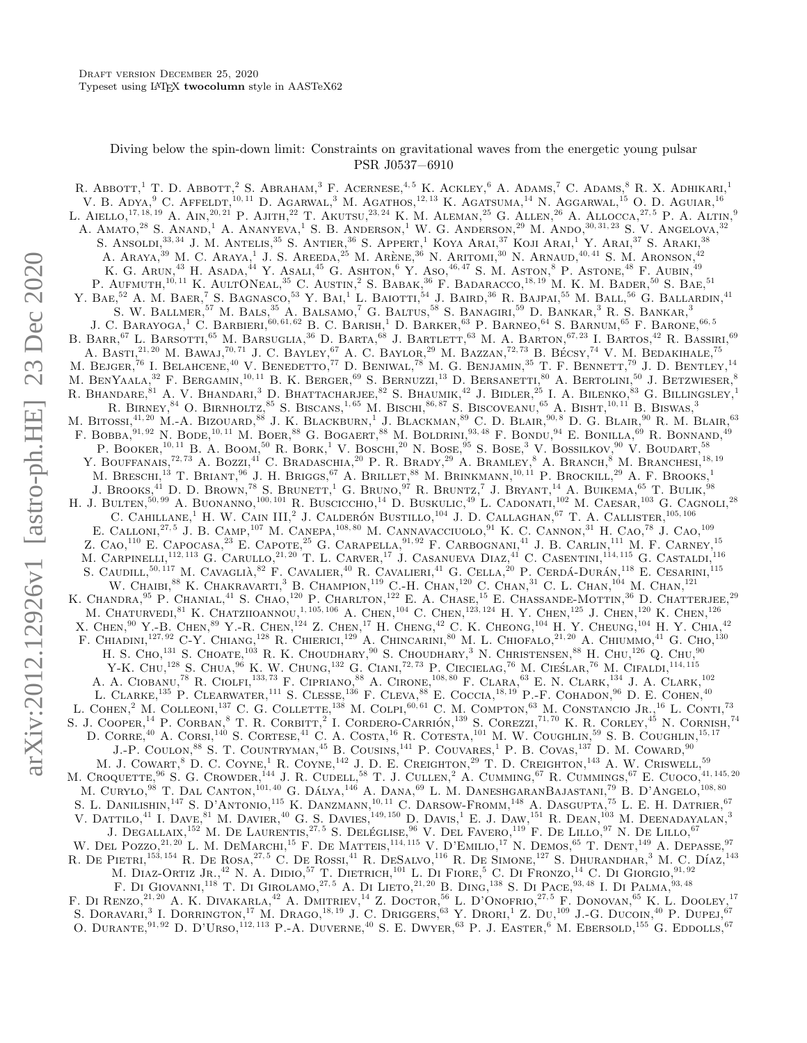Draft version December 25, 2020
Typeset using LATEX **twocolumn** style in AASTeX62

# Diving below the spin-down limit: Constraints on gravitational waves from the energetic young pulsar PSR J0537−6910

R. Abbott,[1] T. D. Abbott,[2] S. Abraham,[3] F. Acernese,[4,5] K. Ackley,[6] A. Adams,[7] C. Adams,[8] R. X. Adhikari,[1] V. B. Adya,[9] C. Affeldt,[10,11] D. Agarwal,[3] M. Agathos,[12,13] K. Agatsuma,[14] N. Aggarwal,[15] O. D. Aguiar,[16] L. Aiello,[17,18,19] A. Ain,[20,21] P. Ajith,[22] T. Akutsu,[23,24] K. M. Aleman,[25] G. Allen,[26] A. Allocca,[27,5] P. A. Altin,[9] A. Amato,[28] S. Anand,[1] A. Ananyeva,[1] S. B. Anderson,[1] W. G. Anderson,[29] M. Ando,[30,31,23] S. V. Angelova,[32] S. Ansoldi,[33,34] J. M. Antelis,[35] S. Antier,[36] S. Appert,[1] Koya Arai,[37] Koji Arai,[1] Y. Arai,[37] S. Araki,[38] A. Araya,[39] M. C. Araya,[1] J. S. Areeda,[25] M. Arène,[36] N. Aritomi,[30] N. Arnaud,[40,41] S. M. Aronson,[42] K. G. Arun,[43] H. Asada,[44] Y. Asali,[45] G. Ashton,[6] Y. Aso,[46,47] S. M. Aston,[8] P. Astone,[48] F. Aubin,[49] P. Aufmuth,[10,11] K. AultONeal,[35] C. Austin,[2] S. Babak,[36] F. Badaracco,[18,19] M. K. M. Bader,[50] S. Bae,[51] Y. Bae,[52] A. M. Baer,[7] S. Bagnasco,[53] Y. Bai,[1] L. Baiotti,[54] J. Baird,[36] R. Bajpai,[55] M. Ball,[56] G. Ballardin,[41] S. W. Ballmer,[57] M. Bals,[35] A. Balsamo,[7] G. Baltus,[58] S. Banagiri,[59] D. Bankar,[3] R. S. Bankar,[3] J. C. Barayoga,[1] C. Barbieri,[60,61,62] B. C. Barish,[1] D. Barker,[63] P. Barneo,[64] S. Barnum,[65] F. Barone,[66,5] B. Barr,[67] L. Barsotti,[65] M. Barsuglia,[36] D. Barta,[68] J. Bartlett,[63] M. A. Barton,[67,23] I. Bartos,[42] R. Bassiri,[69] A. Basti,[21,20] M. Bawaj,[70,71] J. C. Bayley,[67] A. C. Baylor,[29] M. Bazzan,[72,73] B. Bécsy,[74] V. M. Bedakihale,[75] M. Bejger,[76] I. Belahcene,[40] V. Benedetto,[77] D. Beniwal,[78] M. G. Benjamin,[35] T. F. Bennett,[79] J. D. Bentley,[14] M. BenYaala,[32] F. Bergamin,[10,11] B. K. Berger,[69] S. Bernuzzi,[13] D. Bersanetti,[80] A. Bertolini,[50] J. Betzwieser,[8] R. Bhandare,[81] A. V. Bhandari,[3] D. Bhattacharjee,[82] S. Bhaumik,[42] J. Bidler,[25] I. A. Bilenko,[83] G. Billingsley,[1] R. Birney,[84] O. Birnholtz,[85] S. Biscans,[1,65] M. Bischi,[86,87] S. Biscoveanu,[65] A. Bisht,[10,11] B. Biswas,[3] M. Bitossi,[41,20] M.-A. Bizouard,[88] J. K. Blackburn,[1] J. Blackman,[89] C. D. Blair,[90,8] D. G. Blair,[90] R. M. Blair,[63] F. Bobba,[91,92] N. Bode,[10,11] M. Boer,[88] G. Bogaert,[88] M. Boldrini,[93,48] F. Bondu,[94] E. Bonilla,[69] R. Bonnand,[49] P. Booker,[10,11] B. A. Boom,[50] R. Bork,[1] V. Boschi,[20] N. Bose,[95] S. Bose,[3] V. Bossilkov,[90] V. Boudart,[58] Y. Bouffanais,[72,73] A. Bozzi,[41] C. Bradaschia,[20] P. R. Brady,[29] A. Bramley,[8] A. Branch,[8] M. Branchesi,[18,19] M. Breschi,[13] T. Briant,[96] J. H. Briggs,[67] A. Brillet,[88] M. Brinkmann,[10,11] P. Brockill,[29] A. F. Brooks,[1] J. Brooks,[41] D. D. Brown,[78] S. Brunett,[1] G. Bruno,[97] R. Bruntz,[7] J. Bryant,[14] A. Buikema,[65] T. Bulik,[98] H. J. Bulten,[50,99] A. Buonanno,[100,101] R. Buscicchio,[14] D. Buskulic,[49] L. Cadonati,[102] M. Caesar,[103] G. Cagnoli,[28] C. Cahillane,[1] H. W. Cain III,[2] J. Calderón Bustillo,[104] J. D. Callaghan,[67] T. A. Callister,[105,106] E. Calloni,[27,5] J. B. Camp,[107] M. Canepa,[108,80] M. Cannavacciuolo,[91] K. C. Cannon,[31] H. Cao,[78] J. Cao,[109] Z. Cao,[110] E. Capocasa,[23] E. Capote,[25] G. Carapella,[91,92] F. Carbognani,[41] J. B. Carlin,[111] M. F. Carney,[15] M. Carpinelli,[112,113] G. Carullo,[21,20] T. L. Carver,[17] J. Casanueva Diaz,[41] C. Casentini,[114,115] G. Castaldi,[116] S. Caudill,[50,117] M. Cavaglià,[82] F. Cavalier,[40] R. Cavalieri,[41] G. Cella,[20] P. Cerdá-Durán,[118] E. Cesarini,[115] W. Chaibi,[88] K. Chakravarti,[3] B. Champion,[119] C.-H. Chan,[120] C. Chan,[31] C. L. Chan,[104] M. Chan,[121] K. Chandra,[95] P. Chanial,[41] S. Chao,[120] P. Charlton,[122] E. A. Chase,[15] E. Chassande-Mottin,[36] D. Chatterjee,[29] M. Chaturvedi,[81] K. Chatziioannou,[1,105,106] A. Chen,[104] C. Chen,[123,124] H. Y. Chen,[125] J. Chen,[120] K. Chen,[126] X. Chen,[90] Y.-B. Chen,[89] Y.-R. Chen,[124] Z. Chen,[17] H. Cheng,[42] C. K. Cheong,[104] H. Y. Cheung,[104] H. Y. Chia,[42] F. Chiadini,[127,92] C-Y. Chiang,[128] R. Chierici,[129] A. Chincarini,[80] M. L. Chiofalo,[21,20] A. Chiummo,[41] G. Cho,[130] H. S. Cho,[131] S. Choate,[103] R. K. Choudhary,[90] S. Choudhary,[3] N. Christensen,[88] H. Chu,[126] Q. Chu,[90] Y-K. Chu,[128] S. Chua,[96] K. W. Chung,[132] G. Ciani,[72,73] P. Ciecielag,[76] M. Cieślar,[76] M. Cifaldi,[114,115] A. A. Ciobanu,[78] R. Ciolfi,[133,73] F. Cipriano,[88] A. Cirone,[108,80] F. Clara,[63] E. N. Clark,[134] J. A. Clark,[102] L. Clarke,[135] P. Clearwater,[111] S. Clesse,[136] F. Cleva,[88] E. Coccia,[18,19] P.-F. Cohadon,[96] D. E. Cohen,[40] L. Cohen,[2] M. Colleoni,[137] C. G. Collette,[138] M. Colpi,[60,61] C. M. Compton,[63] M. Constancio Jr.,[16] L. Conti,[73] S. J. Cooper,[14] P. Corban,[8] T. R. Corbitt,[2] I. Cordero-Carrión,[139] S. Corezzi,[71,70] K. R. Corley,[45] N. Cornish,[74] D. Corre,[40] A. Corsi,[140] S. Cortese,[41] C. A. Costa,[16] R. Cotesta,[101] M. W. Coughlin,[59] S. B. Coughlin,[15,17] J.-P. Coulon,[88] S. T. Countryman,[45] B. Cousins,[141] P. Couvares,[1] P. B. Covas,[137] D. M. Coward,[90] M. J. Cowart,[8] D. C. Coyne,[1] R. Coyne,[142] J. D. E. Creighton,[29] T. D. Creighton,[143] A. W. Criswell,[59] M. Croquette,[96] S. G. Crowder,[144] J. R. Cudell,[58] T. J. Cullen,[2] A. Cumming,[67] R. Cummings,[67] E. Cuoco,[41,145,20] M. Curyło,[98] T. Dal Canton,[101,40] G. Dálya,[146] A. Dana,[69] L. M. DaneshgaranBajastani,[79] B. D'Angelo,[108,80] S. L. Danilishin,[147] S. D'Antonio,[115] K. Danzmann,[10,11] C. Darsow-Fromm,[148] A. Dasgupta,[75] L. E. H. Datrier,[67] V. Dattilo,[41] I. Dave,[81] M. Davier,[40] G. S. Davies,[149,150] D. Davis,[1] E. J. Daw,[151] R. Dean,[103] M. Deenadayalan,[3] J. Degallaix,[152] M. De Laurentis,[27,5] S. Deléglise,[96] V. Del Favero,[119] F. De Lillo,[97] N. De Lillo,[67] W. Del Pozzo,[21,20] L. M. DeMarchi,[15] F. De Matteis,[114,115] V. D'Emilio,[17] N. Demos,[65] T. Dent,[149] A. Depasse,[97] R. De Pietri,[153,154] R. De Rosa,[27,5] C. De Rossi,[41] R. DeSalvo,[116] R. De Simone,[127] S. Dhurandhar,[3] M. C. Díaz,[143] M. Diaz-Ortiz Jr.,[42] N. A. Didio,[57] T. Dietrich,[101] L. Di Fiore,[5] C. Di Fronzo,[14] C. Di Giorgio,[91,92] F. Di Giovanni,[118] T. Di Girolamo,[27,5] A. Di Lieto,[21,20] B. Ding,[138] S. Di Pace,[93,48] I. Di Palma,[93,48] F. Di Renzo,[21,20] A. K. Divakarla,[42] A. Dmitriev,[14] Z. Doctor,[56] L. D'Onofrio,[27,5] F. Donovan,[65] K. L. Dooley,[17] S. Doravari,[3] I. Dorrington,[17] M. Drago,[18,19] J. C. Driggers,[63] Y. Drori,[1] Z. Du,[109] J.-G. Ducoin,[40] P. Dupej,[67] O. Durante,[91,92] D. D'Urso,[112,113] P.-A. Duverne,[40] S. E. Dwyer,[63] P. J. Easter,[6] M. Ebersold,[155] G. Eddolls,[67]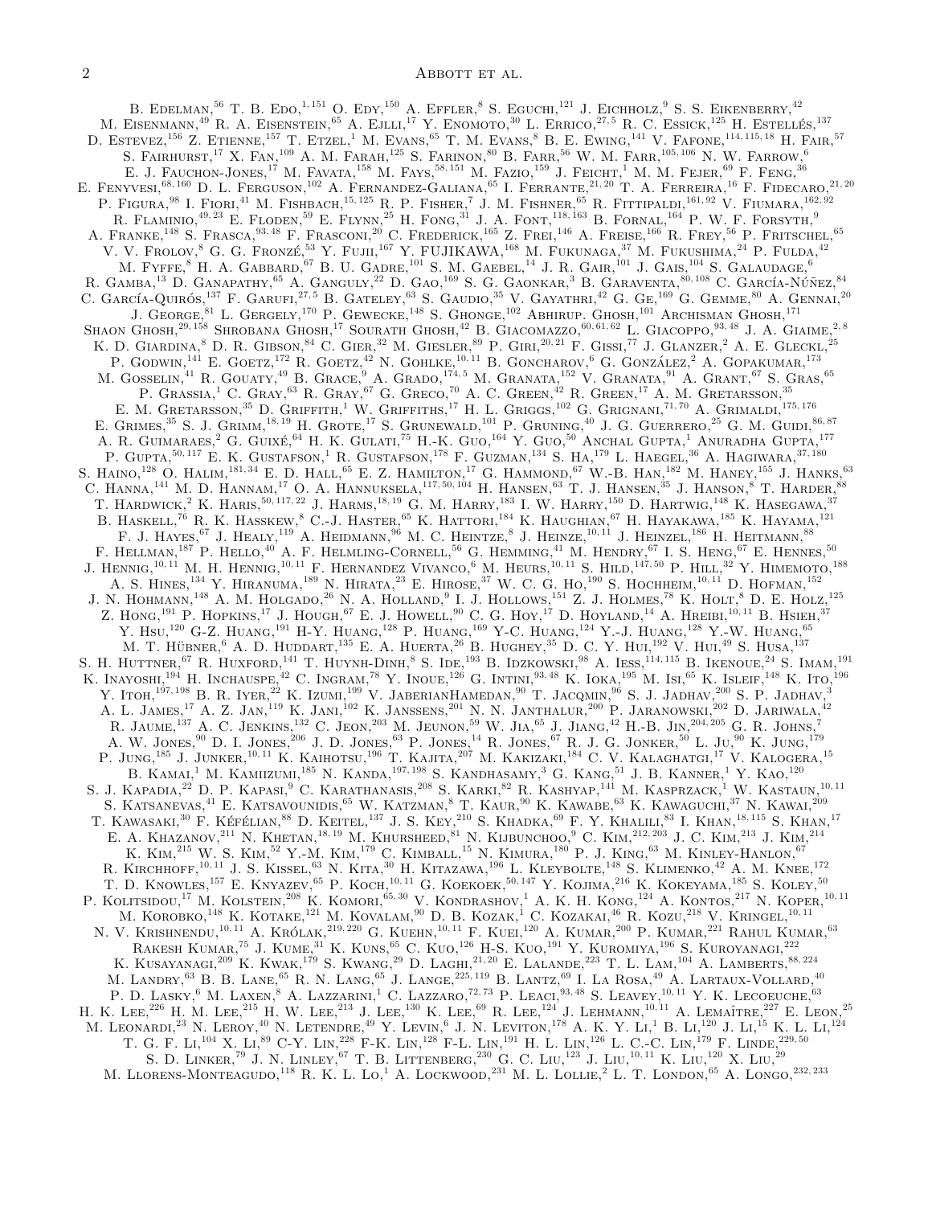B. Edelman,[56] T. B. Edo,[1,151] O. Edy,[150] A. Effler,[8] S. Eguchi,[121] J. Eichholz,[9] S. S. Eikenberry,[42] M. Eisenmann,[49] R. A. Eisenstein,[65] A. Ejlli,[17] Y. Enomoto,[30] L. Errico,[27,5] R. C. Essick,[125] H. Estellés,[137] D. Estevez,[156] Z. Etienne,[157] T. Etzel,[1] M. Evans,[65] T. M. Evans,[8] B. E. Ewing,[141] V. Fafone,[114,115,18] H. Fair,[57] S. Fairhurst,[17] X. Fan,[109] A. M. Farah,[125] S. Farinon,[80] B. Farr,[56] W. M. Farr,[105,106] N. W. Farrow,[6] E. J. Fauchon-Jones,[17] M. Favata,[158] M. Fays,[58,151] M. Fazio,[159] J. Feicht,[1] M. M. Fejer,[69] F. Feng,[36] E. Fenyvesi,[68,160] D. L. Ferguson,[102] A. Fernandez-Galiana,[65] I. Ferrante,[21,20] T. A. Ferreira,[16] F. Fidecaro,[21,20] P. Figura,[98] I. Fiori,[41] M. Fishbach,[15,125] R. P. Fisher,[7] J. M. Fishner,[65] R. Fittipaldi,[161,92] V. Fiumara,[162,92] R. Flaminio,[49,23] E. Floden,[59] E. Flynn,[25] H. Fong,[31] J. A. Font,[118,163] B. Fornal,[164] P. W. F. Forsyth,[9] A. Franke,[148] S. Frasca,[93,48] F. Frasconi,[20] C. Frederick,[165] Z. Frei,[146] A. Freise,[166] R. Frey,[56] P. Fritschel,[65] V. V. Frolov,[8] G. G. Fronzé,[53] Y. Fujii,[167] Y. FUJIKAWA,[168] M. Fukunaga,[37] M. Fukushima,[24] P. Fulda,[42] M. Fyffe,[8] H. A. Gabbard,[67] B. U. Gadre,[101] S. M. Gaebel,[14] J. R. Gair,[101] J. Gais,[104] S. Galaudage,[6] R. Gamba,[13] D. Ganapathy,[65] A. Ganguly,[22] D. Gao,[169] S. G. Gaonkar,[3] B. Garaventa,[80,108] C. García-Núñez,[84] C. García-Quirós,[137] F. Garufi,[27,5] B. Gateley,[63] S. Gaudio,[35] V. Gayathri,[42] G. Ge,[169] G. Gemme,[80] A. Gennai,[20] J. George,[81] L. Gergely,[170] P. Gewecke,[148] S. Ghonge,[102] Abhirup. Ghosh,[101] Archisman Ghosh,[171] Shaon Ghosh,[29,158] Shrobana Ghosh,[17] Sourath Ghosh,[42] B. Giacomazzo,[60,61,62] L. Giacoppo,[93,48] J. A. Giaime,[2,8] K. D. Giardina,[8] D. R. Gibson,[84] C. Gier,[32] M. Giesler,[89] P. Giri,[20,21] F. Gissi,[77] J. Glanzer,[2] A. E. Gleckl,[25] P. Godwin,[141] E. Goetz,[172] R. Goetz,[42] N. Gohlke,[10,11] B. Goncharov,[6] G. González,[2] A. Gopakumar,[173] M. Gosselin,[41] R. Gouaty,[49] B. Grace,[9] A. Grado,[174,5] M. Granata,[152] V. Granata,[91] A. Grant,[67] S. Gras,[65] P. Grassia,[1] C. Gray,[63] R. Gray,[67] G. Greco,[70] A. C. Green,[42] R. Green,[17] A. M. Gretarsson,[35] E. M. Gretarsson,[35] D. Griffith,[1] W. Griffiths,[17] H. L. Griggs,[102] G. Grignani,[71,70] A. Grimaldi,[175,176] E. Grimes,[35] S. J. Grimm,[18,19] H. Grote,[17] S. Grunewald,[101] P. Gruning,[40] J. G. Guerrero,[25] G. M. Guidi,[86,87] A. R. Guimaraes,[2] G. Guixé,[64] H. K. Gulati,[75] H.-K. Guo,[164] Y. Guo,[50] Anchal Gupta,[1] Anuradha Gupta,[177] P. Gupta,[50,117] E. K. Gustafson,[1] R. Gustafson,[178] F. Guzman,[134] S. Ha,[179] L. Haegel,[36] A. Hagiwara,[37,180] S. Haino,[128] O. Halim,[181,34] E. D. Hall,[65] E. Z. Hamilton,[17] G. Hammond,[67] W.-B. Han,[182] M. Haney,[155] J. Hanks,[63] C. Hanna,[141] M. D. Hannam,[17] O. A. Hannuksela,[117,50,104] H. Hansen,[63] T. J. Hansen,[35] J. Hanson,[8] T. Harder,[88] T. Hardwick,[2] K. Haris,[50,117,22] J. Harms,[18,19] G. M. Harry,[183] I. W. Harry,[150] D. Hartwig,[148] K. Hasegawa,[37] B. Haskell,[76] R. K. Hasskew,[8] C.-J. Haster,[65] K. Hattori,[184] K. Haughian,[67] H. Hayakawa,[185] K. Hayama,[121] F. J. Hayes,[67] J. Healy,[119] A. Heidmann,[96] M. C. Heintze,[8] J. Heinze,[10,11] J. Heinzel,[186] H. Heitmann,[88] F. Hellman,[187] P. Hello,[40] A. F. Helmling-Cornell,[56] G. Hemming,[41] M. Hendry,[67] I. S. Heng,[67] E. Hennes,[50] J. Hennig,[10,11] M. H. Hennig,[10,11] F. Hernandez Vivanco,[6] M. Heurs,[10,11] S. Hild,[147,50] P. Hill,[32] Y. Himemoto,[188] A. S. Hines,[134] Y. Hiranuma,[189] N. Hirata,[23] E. Hirose,[37] W. C. G. Ho,[190] S. Hochheim,[10,11] D. Hofman,[152] J. N. Hohmann,[148] A. M. Holgado,[26] N. A. Holland,[9] I. J. Hollows,[151] Z. J. Holmes,[78] K. Holt,[8] D. E. Holz,[125] Z. Hong,[191] P. Hopkins,[17] J. Hough,[67] E. J. Howell,[90] C. G. Hoy,[17] D. Hoyland,[14] A. Hreibi,[10,11] B. Hsieh,[37] Y. Hsu,[120] G-Z. Huang,[191] H-Y. Huang,[128] P. Huang,[169] Y-C. Huang,[124] Y.-J. Huang,[128] Y.-W. Huang,[65] M. T. Hübner,[6] A. D. Huddart,[135] E. A. Huerta,[26] B. Hughey,[35] D. C. Y. Hui,[192] V. Hui,[49] S. Husa,[137] S. H. Huttner,[67] R. Huxford,[141] T. Huynh-Dinh,[8] S. Ide,[193] B. Idzkowski,[98] A. Iess,[114,115] B. Ikenoue,[24] S. Imam,[191] K. Inayoshi,[194] H. Inchauspe,[42] C. Ingram,[78] Y. Inoue,[126] G. Intini,[93,48] K. Ioka,[195] M. Isi,[65] K. Isleif,[148] K. Ito,[196] Y. Itoh,[197,198] B. R. Iyer,[22] K. Izumi,[199] V. JaberianHamedan,[90] T. Jacqmin,[96] S. J. Jadhav,[200] S. P. Jadhav,[3] A. L. James,[17] A. Z. Jan,[119] K. Jani,[102] K. Janssens,[201] N. N. Janthalur,[200] P. Jaranowski,[202] D. Jariwala,[42] R. Jaume,[137] A. C. Jenkins,[132] C. Jeon,[203] M. Jeunon,[59] W. Jia,[65] J. Jiang,[42] H.-B. Jin,[204,205] G. R. Johns,[7] A. W. Jones,[90] D. I. Jones,[206] J. D. Jones,[63] P. Jones,[14] R. Jones,[67] R. J. G. Jonker,[50] L. Ju,[90] K. Jung,[179] P. Jung,[185] J. Junker,[10,11] K. Kaihotsu,[196] T. Kajita,[207] M. Kakizaki,[184] C. V. Kalaghatgi,[17] V. Kalogera,[15] B. Kamai,[1] M. Kamiizumi,[185] N. Kanda,[197,198] S. Kandhasamy,[3] G. Kang,[51] J. B. Kanner,[1] Y. Kao,[120] S. J. Kapadia,[22] D. P. Kapasi,[9] C. Karathanasis,[208] S. Karki,[82] R. Kashyap,[141] M. Kasprzack,[1] W. Kastaun,[10,11] S. Katsanevas,[41] E. Katsavounidis,[65] W. Katzman,[8] T. Kaur,[90] K. Kawabe,[63] K. Kawaguchi,[37] N. Kawai,[209] T. Kawasaki,[30] F. Kéfélian,[88] D. Keitel,[137] J. S. Key,[210] S. Khadka,[69] F. Y. Khalili,[83] I. Khan,[18,115] S. Khan,[17] E. A. Khazanov,[211] N. Khetan,[18,19] M. Khursheed,[81] N. Kijbunchoo,[9] C. Kim,[212,203] J. C. Kim,[213] J. Kim,[214] K. Kim,[215] W. S. Kim,[52] Y.-M. Kim,[179] C. Kimball,[15] N. Kimura,[180] P. J. King,[63] M. Kinley-Hanlon,[67] R. Kirchhoff,[10,11] J. S. Kissel,[63] N. Kita,[30] H. Kitazawa,[196] L. Kleybolte,[148] S. Klimenko,[42] A. M. Knee,[172] T. D. Knowles,[157] E. Knyazev,[65] P. Koch,[10,11] G. Koekoek,[50,147] Y. Kojima,[216] K. Kokeyama,[185] S. Koley,[50] P. Kolitsidou,[17] M. Kolstein,[208] K. Komori,[65,30] V. Kondrashov,[1] A. K. H. Kong,[124] A. Kontos,[217] N. Koper,[10,11] M. Korobko,[148] K. Kotake,[121] M. Kovalam,[90] D. B. Kozak,[1] C. Kozakai,[46] R. Kozu,[218] V. Kringel,[10,11] N. V. Krishnendu,[10,11] A. Królak,[219,220] G. Kuehn,[10,11] F. Kuei,[120] A. Kumar,[200] P. Kumar,[221] Rahul Kumar,[63] Rakesh Kumar,[75] J. Kume,[31] K. Kuns,[65] C. Kuo,[126] H-S. Kuo,[191] Y. Kuromiya,[196] S. Kuroyanagi,[222] K. Kusayanagi,[209] K. Kwak,[179] S. Kwang,[29] D. Laghi,[21,20] E. Lalande,[223] T. L. Lam,[104] A. Lamberts,[88,224] M. Landry,[63] B. B. Lane,[65] R. N. Lang,[65] J. Lange,[225,119] B. Lantz,[69] I. La Rosa,[49] A. Lartaux-Vollard,[40] P. D. Lasky,[6] M. Laxen,[8] A. Lazzarini,[1] C. Lazzaro,[72,73] P. Leaci,[93,48] S. Leavey,[10,11] Y. K. Lecoeuche,[63] H. K. Lee,[226] H. M. Lee,[215] H. W. Lee,[213] J. Lee,[130] K. Lee,[69] R. Lee,[124] J. Lehmann,[10,11] A. Lemaître,[227] E. Leon,[25] M. Leonardi,[23] N. Leroy,[40] N. Letendre,[49] Y. Levin,[6] J. N. Leviton,[178] A. K. Y. Li,[1] B. Li,[120] J. Li,[15] K. L. Li,[124] T. G. F. Li,[104] X. Li,[89] C-Y. Lin,[228] F-K. Lin,[128] F-L. Lin,[191] H. L. Lin,[126] L. C.-C. Lin,[179] F. Linde,[229,50] S. D. Linker,[79] J. N. Linley,[67] T. B. Littenberg,[230] G. C. Liu,[123] J. Liu,[10,11] K. Liu,[120] X. Liu,[29] M. Llorens-Monteagudo,[118] R. K. L. Lo,[1] A. Lockwood,[231] M. L. Lollie,[2] L. T. London,[65] A. Longo,[232,233]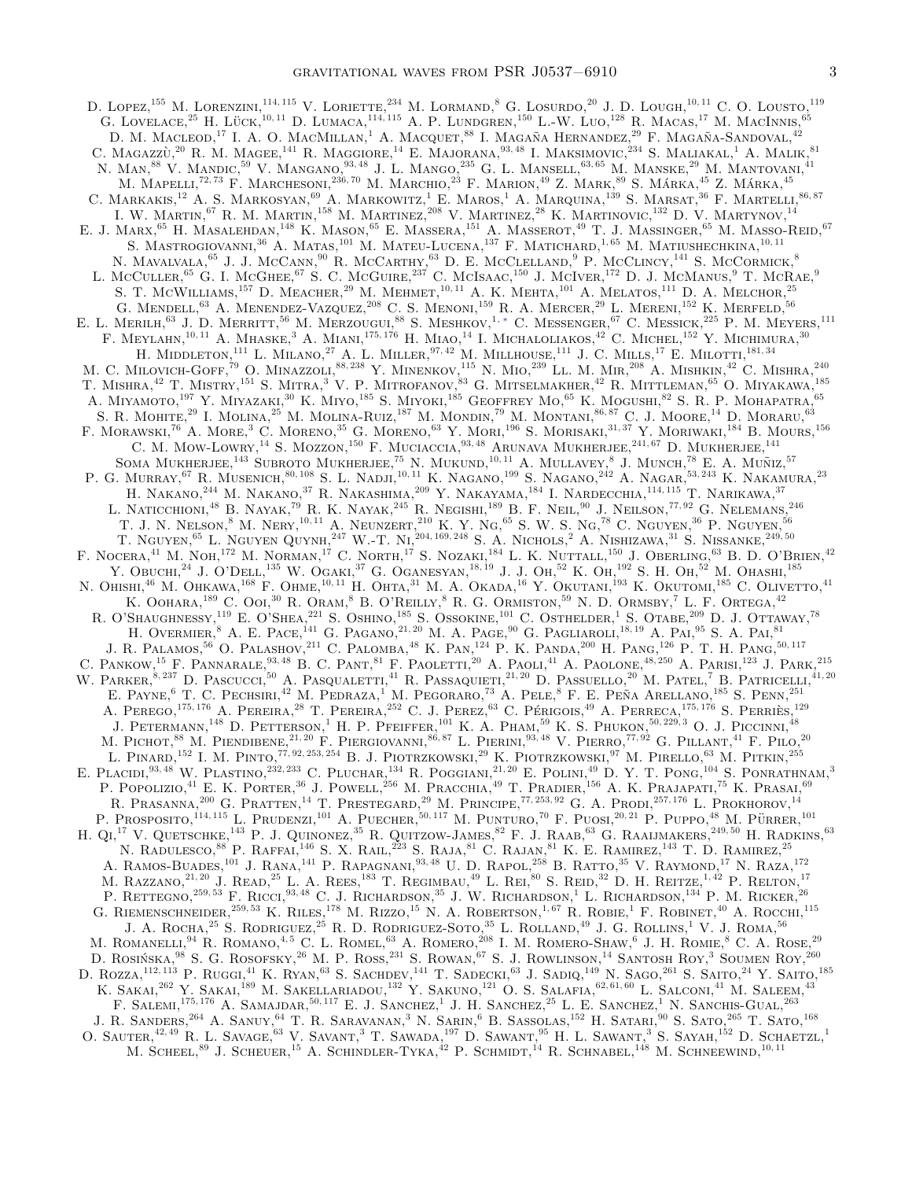D. Lopez,[155] M. Lorenzini,[114,115] V. Loriette,[234] M. Lormand,[8] G. Losurdo,[20] J. D. Lough,[10,11] C. O. Lousto,[119] G. Lovelace,[25] H. Lück,[10,11] D. Lumaca,[114,115] A. P. Lundgren,[150] L.-W. Luo,[128] R. Macas,[17] M. MacInnis,[65] D. M. Macleod,[17] I. A. O. MacMillan,[1] A. Macquet,[88] I. Magaña Hernandez,[29] F. Magaña-Sandoval,[42] C. Magazzù,[20] R. M. Magee,[141] R. Maggiore,[14] E. Majorana,[93,48] I. Maksimovic,[234] S. Maliakal,[1] A. Malik,[81] N. Man,[88] V. Mandic,[59] V. Mangano,[93,48] J. L. Mango,[235] G. L. Mansell,[63,65] M. Manske,[29] M. Mantovani,[41] M. Mapelli,[72,73] F. Marchesoni,[236,70] M. Marchio,[23] F. Marion,[49] Z. Mark,[89] S. Márka,[45] Z. Márka,[45] C. Markakis,[12] A. S. Markosyan,[69] A. Markowitz,[1] E. Maros,[1] A. Marquina,[139] S. Marsat,[36] F. Martelli,[86,87] I. W. Martin,[67] R. M. Martin,[158] M. Martinez,[208] V. Martinez,[28] K. Martinovic,[132] D. V. Martynov,[14] E. J. Marx,[65] H. Masalehdan,[148] K. Mason,[65] E. Massera,[151] A. Masserot,[49] T. J. Massinger,[65] M. Masso-Reid,[67] S. Mastrogiovanni,[36] A. Matas,[101] M. Mateu-Lucena,[137] F. Matichard,[1,65] M. Matiushechkina,[10,11] N. Mavalvala,[65] J. J. McCann,[90] R. McCarthy,[63] D. E. McClelland,[9] P. McClincy,[141] S. McCormick,[8] L. McCuller,[65] G. I. McGhee,[67] S. C. McGuire,[237] C. McIsaac,[150] J. McIver,[172] D. J. McManus,[9] T. McRae,[9] S. T. McWilliams,[157] D. Meacher,[29] M. Mehmet,[10,11] A. K. Mehta,[101] A. Melatos,[111] D. A. Melchor,[25] G. Mendell,[63] A. Menendez-Vazquez,[208] C. S. Menoni,[159] R. A. Mercer,[29] L. Mereni,[152] K. Merfeld,[56] E. L. Merilh,[63] J. D. Merritt,[56] M. Merzougui,[88] S. Meshkov,[1,*] C. Messenger,[67] C. Messick,[225] P. M. Meyers,[111] F. Meylahn,[10,11] A. Mhaske,[3] A. Miani,[175,176] H. Miao,[14] I. Michaloliakos,[42] C. Michel,[152] Y. Michimura,[30] H. Middleton,[111] L. Milano,[27] A. L. Miller,[97,42] M. Millhouse,[111] J. C. Mills,[17] E. Milotti,[181,34] M. C. Milovich-Goff,[79] O. Minazzoli,[88,238] Y. Minenkov,[115] N. Mio,[239] Ll. M. Mir,[208] A. Mishkin,[42] C. Mishra,[240] T. Mishra,[42] T. Mistry,[151] S. Mitra,[3] V. P. Mitrofanov,[83] G. Mitselmakher,[42] R. Mittleman,[65] O. Miyakawa,[185] A. Miyamoto,[197] Y. Miyazaki,[30] K. Miyo,[185] S. Miyoki,[185] Geoffrey Mo,[65] K. Mogushi,[82] S. R. P. Mohapatra,[65] S. R. Mohite,[29] I. Molina,[25] M. Molina-Ruiz,[187] M. Mondin,[79] M. Montani,[86,87] C. J. Moore,[14] D. Moraru,[63] F. Morawski,[76] A. More,[3] C. Moreno,[35] G. Moreno,[63] Y. Mori,[196] S. Morisaki,[31,37] Y. Moriwaki,[184] B. Mours,[156] C. M. Mow-Lowry,[14] S. Mozzon,[150] F. Muciaccia,[93,48] Arunava Mukherjee,[241,67] D. Mukherjee,[141] Soma Mukherjee,[143] Subroto Mukherjee,[75] N. Mukund,[10,11] A. Mullavey,[8] J. Munch,[78] E. A. Muñiz,[57] P. G. Murray,[67] R. Musenich,[80,108] S. L. Nadji,[10,11] K. Nagano,[199] S. Nagano,[242] A. Nagar,[53,243] K. Nakamura,[23] H. Nakano,[244] M. Nakano,[37] R. Nakashima,[209] Y. Nakayama,[184] I. Nardecchia,[114,115] T. Narikawa,[37] L. Naticchioni,[48] B. Nayak,[79] R. K. Nayak,[245] R. Negishi,[189] B. F. Neil,[90] J. Neilson,[77,92] G. Nelemans,[246] T. J. N. Nelson,[8] M. Nery,[10,11] A. Neunzert,[210] K. Y. Ng,[65] S. W. S. Ng,[78] C. Nguyen,[36] P. Nguyen,[56] T. Nguyen,[65] L. Nguyen Quynh,[247] W.-T. Ni,[204,169,248] S. A. Nichols,[2] A. Nishizawa,[31] S. Nissanke,[249,50] F. Nocera,[41] M. Noh,[172] M. Norman,[17] C. North,[17] S. Nozaki,[184] L. K. Nuttall,[150] J. Oberling,[63] B. D. O'Brien,[42] Y. Obuchi,[24] J. O'Dell,[135] W. Ogaki,[37] G. Oganesyan,[18,19] J. J. Oh,[52] K. Oh,[192] S. H. Oh,[52] M. Ohashi,[185] N. Ohishi,[46] M. Ohkawa,[168] F. Ohme,[10,11] H. Ohta,[31] M. A. Okada,[16] Y. Okutani,[193] K. Okutomi,[185] C. Olivetto,[41] K. Oohara,[189] C. Ooi,[30] R. Oram,[8] B. O'Reilly,[8] R. G. Ormiston,[59] N. D. Ormsby,[7] L. F. Ortega,[42] R. O'Shaughnessy,[119] E. O'Shea,[221] S. Oshino,[185] S. Ossokine,[101] C. Osthelder,[1] S. Otabe,[209] D. J. Ottaway,[78] H. Overmier,[8] A. E. Pace,[141] G. Pagano,[21,20] M. A. Page,[90] G. Pagliaroli,[18,19] A. Pai,[95] S. A. Pai,[81] J. R. Palamos,[56] O. Palashov,[211] C. Palomba,[48] K. Pan,[124] P. K. Panda,[200] H. Pang,[126] P. T. H. Pang,[50,117] C. Pankow,[15] F. Pannarale,[93,48] B. C. Pant,[81] F. Paoletti,[20] A. Paoli,[41] A. Paolone,[48,250] A. Parisi,[123] J. Park,[215] W. Parker,[8,237] D. Pascucci,[50] A. Pasqualetti,[41] R. Passaquieti,[21,20] D. Passuello,[20] M. Patel,[7] B. Patricelli,[41,20] E. Payne,[6] T. C. Pechsiri,[42] M. Pedraza,[1] M. Pegoraro,[73] A. Pele,[8] F. E. Peña Arellano,[185] S. Penn,[251] A. Perego,[175,176] A. Pereira,[28] T. Pereira,[252] C. J. Perez,[63] C. Périgois,[49] A. Perreca,[175,176] S. Perriès,[129] J. Petermann,[148] D. Petterson,[1] H. P. Pfeiffer,[101] K. A. Pham,[59] K. S. Phukon,[50,229,3] O. J. Piccinni,[48] M. Pichot,[88] M. Piendibene,[21,20] F. Piergiovanni,[86,87] L. Pierini,[93,48] V. Pierro,[77,92] G. Pillant,[41] F. Pilo,[20] L. Pinard,[152] I. M. Pinto,[77,92,253,254] B. J. Piotrzkowski,[29] K. Piotrzkowski,[97] M. Pirello,[63] M. Pitkin,[255] E. Placidi,[93,48] W. Plastino,[232,233] C. Pluchar,[134] R. Poggiani,[21,20] E. Polini,[49] D. Y. T. Pong,[104] S. Ponrathnam,[3] P. Popolizio,[41] E. K. Porter,[36] J. Powell,[256] M. Pracchia,[49] T. Pradier,[156] A. K. Prajapati,[75] K. Prasai,[69] R. Prasanna,[200] G. Pratten,[14] T. Prestegard,[29] M. Principe,[77,253,92] G. A. Prodi,[257,176] L. Prokhorov,[14] P. Prosposito,[114,115] L. Prudenzi,[101] A. Puecher,[50,117] M. Punturo,[70] F. Puosi,[20,21] P. Puppo,[48] M. Pürrer,[101] H. Qi,[17] V. Quetschke,[143] P. J. Quinonez,[35] R. Quitzow-James,[82] F. J. Raab,[63] G. Raaijmakers,[249,50] H. Radkins,[63] N. Radulesco,[88] P. Raffai,[146] S. X. Rail,[223] S. Raja,[81] C. Rajan,[81] K. E. Ramirez,[143] T. D. Ramirez,[25] A. Ramos-Buades,[101] J. Rana,[141] P. Rapagnani,[93,48] U. D. Rapol,[258] B. Ratto,[35] V. Raymond,[17] N. Raza,[172] M. Razzano,[21,20] J. Read,[25] L. A. Rees,[183] T. Regimbau,[49] L. Rei,[80] S. Reid,[32] D. H. Reitze,[1,42] P. Relton,[17] P. Rettegno,[259,53] F. Ricci,[93,48] C. J. Richardson,[35] J. W. Richardson,[1] L. Richardson,[134] P. M. Ricker,[26] G. Riemenschneider,[259,53] K. Riles,[178] M. Rizzo,[15] N. A. Robertson,[1,67] R. Robie,[1] F. Robinet,[40] A. Rocchi,[115] J. A. Rocha,[25] S. Rodriguez,[25] R. D. Rodriguez-Soto,[35] L. Rolland,[49] J. G. Rollins,[1] V. J. Roma,[56] M. Romanelli,[94] R. Romano,[4,5] C. L. Romel,[63] A. Romero,[208] I. M. Romero-Shaw,[6] J. H. Romie,[8] C. A. Rose,[29] D. Rosińska,[98] S. G. Rosofsky,[26] M. P. Ross,[231] S. Rowan,[67] S. J. Rowlinson,[14] Santosh Roy,[3] Soumen Roy,[260] D. Rozza,[112,113] P. Ruggi,[41] K. Ryan,[63] S. Sachdev,[141] T. Sadecki,[63] J. Sadiq,[149] N. Sago,[261] S. Saito,[24] Y. Saito,[185] K. Sakai,[262] Y. Sakai,[189] M. Sakellariadou,[132] Y. Sakuno,[121] O. S. Salafia,[62,61,60] L. Salconi,[41] M. Saleem,[43] F. Salemi,[175,176] A. Samajdar,[50,117] E. J. Sanchez,[1] J. H. Sanchez,[25] L. E. Sanchez,[1] N. Sanchis-Gual,[263] J. R. Sanders,[264] A. Sanuy,[64] T. R. Saravanan,[3] N. Sarin,[6] B. Sassolas,[152] H. Satari,[90] S. Sato,[265] T. Sato,[168] O. Sauter,[42,49] R. L. Savage,[63] V. Savant,[3] T. Sawada,[197] D. Sawant,[95] H. L. Sawant,[3] S. Sayah,[152] D. Schaetzl,[1] M. Scheel,[89] J. Scheuer,[15] A. Schindler-Tyka,[42] P. Schmidt,[14] R. Schnabel,[148] M. Schneewind,[10,11]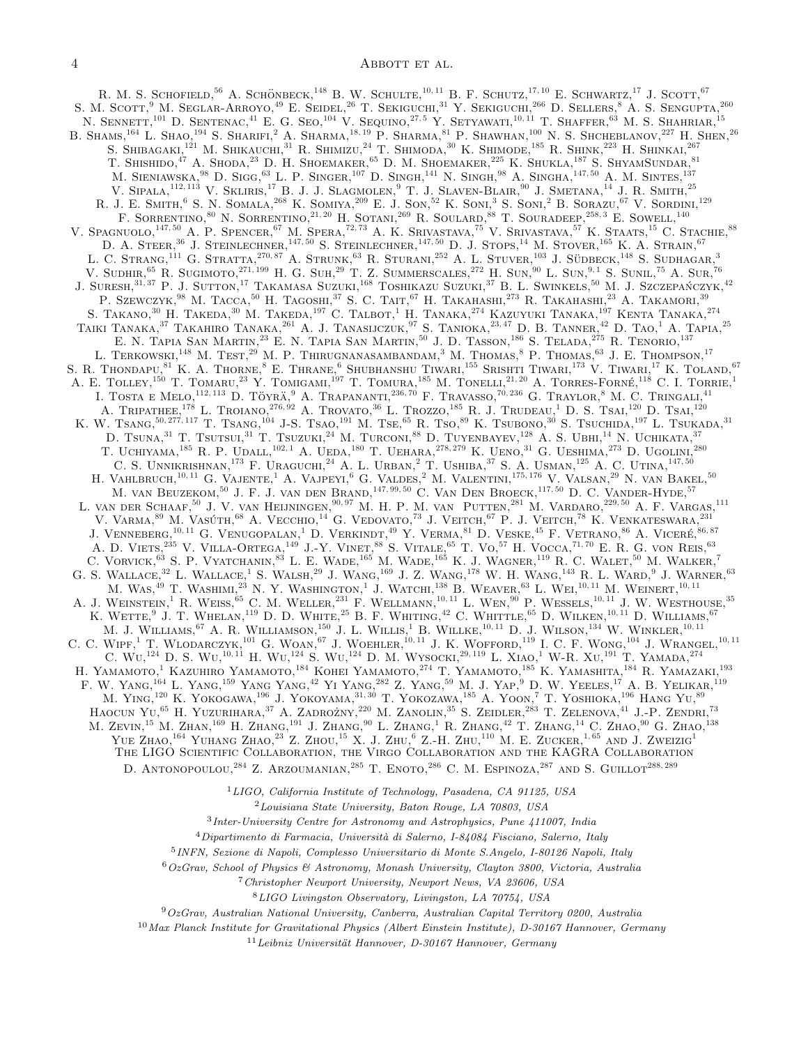R. M. S. Schofield,[56] A. Schönbeck,[148] B. W. Schulte,[10,11] B. F. Schutz,[17,10] E. Schwartz,[17] J. Scott,[67] S. M. Scott,[9] M. Seglar-Arroyo,[49] E. Seidel,[26] T. Sekiguchi,[31] Y. Sekiguchi,[266] D. Sellers,[8] A. S. Sengupta,[260] N. Sennett,[101] D. Sentenac,[41] E. G. Seo,[104] V. Sequino,[27,5] Y. Setyawati,[10,11] T. Shaffer,[63] M. S. Shahriar,[15] B. Shams,[164] L. Shao,[194] S. Sharifi,[2] A. Sharma,[18,19] P. Sharma,[81] P. Shawhan,[100] N. S. Shcheblanov,[227] H. Shen,[26] S. Shibagaki,[121] M. Shikauchi,[31] R. Shimizu,[24] T. Shimoda,[30] K. Shimode,[185] R. Shink,[223] H. Shinkai,[267] T. Shishido,[47] A. Shoda,[23] D. H. Shoemaker,[65] D. M. Shoemaker,[225] K. Shukla,[187] S. ShyamSundar,[81] M. Sieniawska,[98] D. Sigg,[63] L. P. Singer,[107] D. Singh,[141] N. Singh,[98] A. Singha,[147,50] A. M. Sintes,[137] V. Sipala,[112,113] V. Skliris,[17] B. J. J. Slagmolen,[9] T. J. Slaven-Blair,[90] J. Smetana,[14] J. R. Smith,[25] R. J. E. Smith,[6] S. N. Somala,[268] K. Somiya,[209] E. J. Son,[52] K. Soni,[3] S. Soni,[2] B. Sorazu,[67] V. Sordini,[129] F. Sorrentino,[80] N. Sorrentino,[21,20] H. Sotani,[269] R. Soulard,[88] T. Souradeep,[258,3] E. Sowell,[140] V. Spagnuolo,[147,50] A. P. Spencer,[67] M. Spera,[72,73] A. K. Srivastava,[75] V. Srivastava,[57] K. Staats,[15] C. Stachie,[88] D. A. Steer,[36] J. Steinlechner,[147,50] S. Steinlechner,[147,50] D. J. Stops,[14] M. Stover,[165] K. A. Strain,[67] L. C. Strang,[111] G. Stratta,[270,87] A. Strunk,[63] R. Sturani,[252] A. L. Stuver,[103] J. Südbeck,[148] S. Sudhagar,[3] V. Sudhir,[65] R. Sugimoto,[271,199] H. G. Suh,[29] T. Z. Summerscales,[272] H. Sun,[90] L. Sun,[9,1] S. Sunil,[75] A. Sur,[76] J. Suresh,[31,37] P. J. Sutton,[17] Takamasa Suzuki,[168] Toshikazu Suzuki,[37] B. L. Swinkels,[50] M. J. Szczepańczyk,[42] P. Szewczyk,[98] M. Tacca,[50] H. Tagoshi,[37] S. C. Tait,[67] H. Takahashi,[273] R. Takahashi,[23] A. Takamori,[39] S. Takano,[30] H. Takeda,[30] M. Takeda,[197] C. Talbot,[1] H. Tanaka,[274] Kazuyuki Tanaka,[197] Kenta Tanaka,[274] Taiki Tanaka,[37] Takahiro Tanaka,[261] A. J. Tanasijczuk,[97] S. Tanioka,[23,47] D. B. Tanner,[42] D. Tao,[1] A. Tapia,[25] E. N. Tapia San Martin,[23] E. N. Tapia San Martin,[50] J. D. Tasson,[186] S. Telada,[275] R. Tenorio,[137] L. Terkowski,[148] M. Test,[29] M. P. Thirugnanasambandam,[3] M. Thomas,[8] P. Thomas,[63] J. E. Thompson,[17] S. R. Thondapu,[81] K. A. Thorne,[8] E. Thrane,[6] Shubhanshu Tiwari,[155] Srishti Tiwari,[173] V. Tiwari,[17] K. Toland,[67] A. E. Tolley,[150] T. Tomaru,[23] Y. Tomigami,[197] T. Tomura,[185] M. Tonelli,[21,20] A. Torres-Forné,[118] C. I. Torrie,[1] I. Tosta e Melo,[112,113] D. Töyrä,[9] A. Trapananti,[236,70] F. Travasso,[70,236] G. Traylor,[8] M. C. Tringali,[41] A. Tripathee,[178] L. Troiano,[276,92] A. Trovato,[36] L. Trozzo,[185] R. J. Trudeau,[1] D. S. Tsai,[120] D. Tsai,[120] K. W. Tsang,[50,277,117] T. Tsang,[104] J-S. Tsao,[191] M. Tse,[65] R. Tso,[89] K. Tsubono,[30] S. Tsuchida,[197] L. Tsukada,[31] D. Tsuna,[31] T. Tsutsui,[31] T. Tsuzuki,[24] M. Turconi,[88] D. Tuyenbayev,[128] A. S. Ubhi,[14] N. Uchikata,[37] T. Uchiyama,[185] R. P. Udall,[102,1] A. Ueda,[180] T. Uehara,[278,279] K. Ueno,[31] G. Ueshima,[273] D. Ugolini,[280] C. S. Unnikrishnan,[173] F. Uraguchi,[24] A. L. Urban,[2] T. Ushiba,[37] S. A. Usman,[125] A. C. Utina,[147,50] H. Vahlbruch,[10,11] G. Vajente,[1] A. Vajpeyi,[6] G. Valdes,[2] M. Valentini,[175,176] V. Valsan,[29] N. van Bakel,[50] M. van Beuzekom,[50] J. F. J. van den Brand,[147,99,50] C. Van Den Broeck,[117,50] D. C. Vander-Hyde,[57] L. van der Schaaf,[50] J. V. van Heijningen,[90,97] M. H. P. M. van Putten,[281] M. Vardaro,[229,50] A. F. Vargas,[111] V. Varma,[89] M. Vasúth,[68] A. Vecchio,[14] G. Vedovato,[73] J. Veitch,[67] P. J. Veitch,[78] K. Venkateswara,[231] J. Venneberg,[10,11] G. Venugopalan,[1] D. Verkindt,[49] Y. Verma,[81] D. Veske,[45] F. Vetrano,[86] A. Viceré,[86,87] A. D. Viets,[235] V. Villa-Ortega,[149] J.-Y. Vinet,[88] S. Vitale,[65] T. Vo,[57] H. Vocca,[71,70] E. R. G. von Reis,[63] C. Vorvick,[63] S. P. Vyatchanin,[83] L. E. Wade,[165] M. Wade,[165] K. J. Wagner,[119] R. C. Walet,[50] M. Walker,[7] G. S. Wallace,[32] L. Wallace,[1] S. Walsh,[29] J. Wang,[169] J. Z. Wang,[178] W. H. Wang,[143] R. L. Ward,[9] J. Warner,[63] M. Was,[49] T. Washimi,[23] N. Y. Washington,[1] J. Watchi,[138] B. Weaver,[63] L. Wei,[10,11] M. Weinert,[10,11] A. J. Weinstein,[1] R. Weiss,[65] C. M. Weller,[231] F. Wellmann,[10,11] L. Wen,[90] P. Wessels,[10,11] J. W. Westhouse,[35] K. Wette,[9] J. T. Whelan,[119] D. D. White,[25] B. F. Whiting,[42] C. Whittle,[65] D. Wilken,[10,11] D. Williams,[67] M. J. Williams,[67] A. R. Williamson,[150] J. L. Willis,[1] B. Willke,[10,11] D. J. Wilson,[134] W. Winkler,[10,11] C. C. Wipf,[1] T. Wlodarczyk,[101] G. Woan,[67] J. Woehler,[10,11] J. K. Wofford,[119] I. C. F. Wong,[104] J. Wrangel,[10,11] C. Wu,[124] D. S. Wu,[10,11] H. Wu,[124] S. Wu,[124] D. M. Wysocki,[29,119] L. Xiao,[1] W-R. Xu,[191] T. Yamada,[274] H. Yamamoto,[1] Kazuhiro Yamamoto,[184] Kohei Yamamoto,[274] T. Yamamoto,[185] K. Yamashita,[184] R. Yamazaki,[193] F. W. Yang,[164] L. Yang,[159] Yang Yang,[42] Yi Yang,[282] Z. Yang,[59] M. J. Yap,[9] D. W. Yeeles,[17] A. B. Yelikar,[119] M. Ying,[120] K. Yokogawa,[196] J. Yokoyama,[31,30] T. Yokozawa,[185] A. Yoon,[7] T. Yoshioka,[196] Hang Yu,[89] Haocun Yu,[65] H. Yuzurihara,[37] A. Zadrożny,[220] M. Zanolin,[35] S. Zeidler,[283] T. Zelenova,[41] J.-P. Zendri,[73] M. Zevin,[15] M. Zhan,[169] H. Zhang,[191] J. Zhang,[90] L. Zhang,[1] R. Zhang,[42] T. Zhang,[14] C. Zhao,[90] G. Zhao,[138] Yue Zhao,[164] Yuhang Zhao,[23] Z. Zhou,[15] X. J. Zhu,[6] Z.-H. Zhu,[110] M. E. Zucker,[1,65] and J. Zweizig[1]

The LIGO Scientific Collaboration, the Virgo Collaboration and the KAGRA Collaboration

D. Antonopoulou,[284] Z. Arzoumanian,[285] T. Enoto,[286] C. M. Espinoza,[287] and S. Guillot[288,289]

[1] *LIGO, California Institute of Technology, Pasadena, CA 91125, USA*

[2] *Louisiana State University, Baton Rouge, LA 70803, USA*

[3] *Inter-University Centre for Astronomy and Astrophysics, Pune 411007, India*

[4] *Dipartimento di Farmacia, Università di Salerno, I-84084 Fisciano, Salerno, Italy*

[5] *INFN, Sezione di Napoli, Complesso Universitario di Monte S.Angelo, I-80126 Napoli, Italy*

[6] *OzGrav, School of Physics & Astronomy, Monash University, Clayton 3800, Victoria, Australia*

[7] *Christopher Newport University, Newport News, VA 23606, USA*

[8] *LIGO Livingston Observatory, Livingston, LA 70754, USA*

[9] *OzGrav, Australian National University, Canberra, Australian Capital Territory 0200, Australia*

[10] *Max Planck Institute for Gravitational Physics (Albert Einstein Institute), D-30167 Hannover, Germany*

[11] *Leibniz Universität Hannover, D-30167 Hannover, Germany*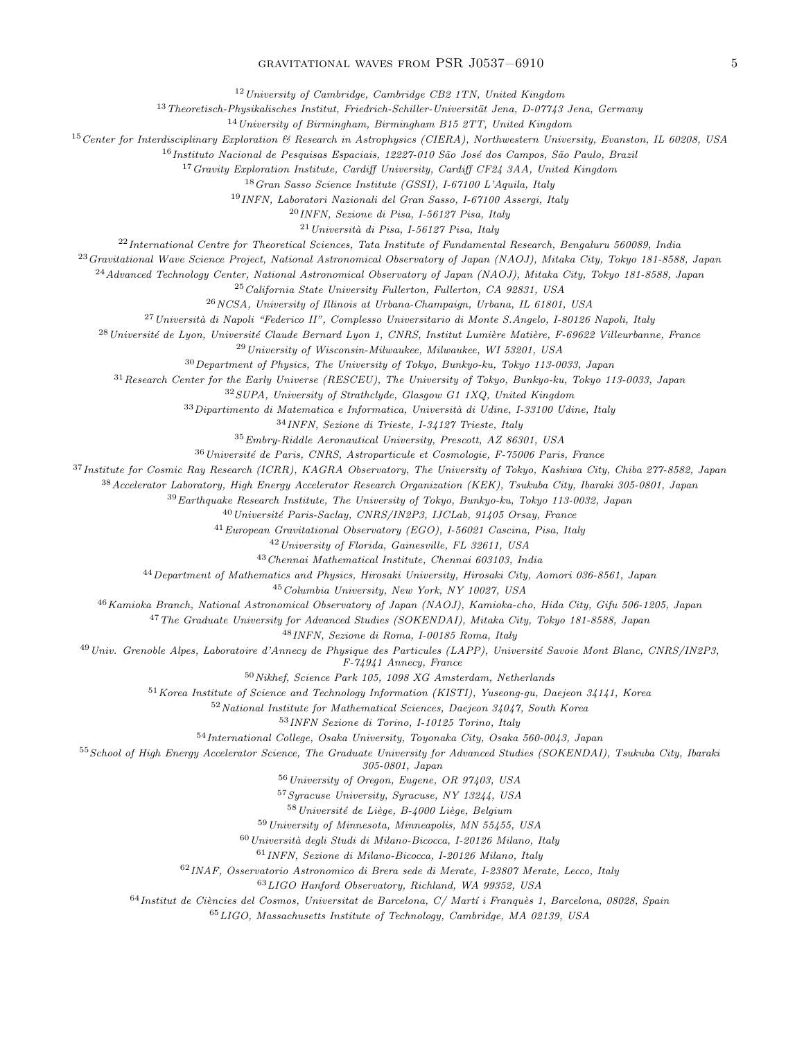[12] University of Cambridge, Cambridge CB2 1TN, United Kingdom

[13] Theoretisch-Physikalisches Institut, Friedrich-Schiller-Universität Jena, D-07743 Jena, Germany

[14] University of Birmingham, Birmingham B15 2TT, United Kingdom

[15] Center for Interdisciplinary Exploration & Research in Astrophysics (CIERA), Northwestern University, Evanston, IL 60208, USA

[16] Instituto Nacional de Pesquisas Espaciais, 12227-010 São José dos Campos, São Paulo, Brazil

[17] Gravity Exploration Institute, Cardiff University, Cardiff CF24 3AA, United Kingdom

[18] Gran Sasso Science Institute (GSSI), I-67100 L'Aquila, Italy

[19] INFN, Laboratori Nazionali del Gran Sasso, I-67100 Assergi, Italy

[20] INFN, Sezione di Pisa, I-56127 Pisa, Italy

[21] Università di Pisa, I-56127 Pisa, Italy

[22] International Centre for Theoretical Sciences, Tata Institute of Fundamental Research, Bengaluru 560089, India

[23] Gravitational Wave Science Project, National Astronomical Observatory of Japan (NAOJ), Mitaka City, Tokyo 181-8588, Japan

[24] Advanced Technology Center, National Astronomical Observatory of Japan (NAOJ), Mitaka City, Tokyo 181-8588, Japan

[25] California State University Fullerton, Fullerton, CA 92831, USA

[26] NCSA, University of Illinois at Urbana-Champaign, Urbana, IL 61801, USA

[27] Università di Napoli "Federico II", Complesso Universitario di Monte S.Angelo, I-80126 Napoli, Italy

[28] Université de Lyon, Université Claude Bernard Lyon 1, CNRS, Institut Lumière Matière, F-69622 Villeurbanne, France

[29] University of Wisconsin-Milwaukee, Milwaukee, WI 53201, USA

[30] Department of Physics, The University of Tokyo, Bunkyo-ku, Tokyo 113-0033, Japan

[31] Research Center for the Early Universe (RESCEU), The University of Tokyo, Bunkyo-ku, Tokyo 113-0033, Japan

[32] SUPA, University of Strathclyde, Glasgow G1 1XQ, United Kingdom

[33] Dipartimento di Matematica e Informatica, Università di Udine, I-33100 Udine, Italy

[34] INFN, Sezione di Trieste, I-34127 Trieste, Italy

[35] Embry-Riddle Aeronautical University, Prescott, AZ 86301, USA

[36] Université de Paris, CNRS, Astroparticule et Cosmologie, F-75006 Paris, France

[37] Institute for Cosmic Ray Research (ICRR), KAGRA Observatory, The University of Tokyo, Kashiwa City, Chiba 277-8582, Japan

[38] Accelerator Laboratory, High Energy Accelerator Research Organization (KEK), Tsukuba City, Ibaraki 305-0801, Japan

[39] Earthquake Research Institute, The University of Tokyo, Bunkyo-ku, Tokyo 113-0032, Japan

[40] Université Paris-Saclay, CNRS/IN2P3, IJCLab, 91405 Orsay, France

[41] European Gravitational Observatory (EGO), I-56021 Cascina, Pisa, Italy

[42] University of Florida, Gainesville, FL 32611, USA

[43] Chennai Mathematical Institute, Chennai 603103, India

[44] Department of Mathematics and Physics, Hirosaki University, Hirosaki City, Aomori 036-8561, Japan

[45] Columbia University, New York, NY 10027, USA

[46] Kamioka Branch, National Astronomical Observatory of Japan (NAOJ), Kamioka-cho, Hida City, Gifu 506-1205, Japan

[47] The Graduate University for Advanced Studies (SOKENDAI), Mitaka City, Tokyo 181-8588, Japan

[48] INFN, Sezione di Roma, I-00185 Roma, Italy

[49] Univ. Grenoble Alpes, Laboratoire d'Annecy de Physique des Particules (LAPP), Université Savoie Mont Blanc, CNRS/IN2P3, F-74941 Annecy, France

[50] Nikhef, Science Park 105, 1098 XG Amsterdam, Netherlands

[51] Korea Institute of Science and Technology Information (KISTI), Yuseong-gu, Daejeon 34141, Korea

[52] National Institute for Mathematical Sciences, Daejeon 34047, South Korea

[53] INFN Sezione di Torino, I-10125 Torino, Italy

[54] International College, Osaka University, Toyonaka City, Osaka 560-0043, Japan

[55] School of High Energy Accelerator Science, The Graduate University for Advanced Studies (SOKENDAI), Tsukuba City, Ibaraki 305-0801, Japan

[56] University of Oregon, Eugene, OR 97403, USA

[57] Syracuse University, Syracuse, NY 13244, USA

[58] Université de Liège, B-4000 Liège, Belgium

[59] University of Minnesota, Minneapolis, MN 55455, USA

[60] Università degli Studi di Milano-Bicocca, I-20126 Milano, Italy

[61] INFN, Sezione di Milano-Bicocca, I-20126 Milano, Italy

[62] INAF, Osservatorio Astronomico di Brera sede di Merate, I-23807 Merate, Lecco, Italy

[63] LIGO Hanford Observatory, Richland, WA 99352, USA

[64] Institut de Ciències del Cosmos, Universitat de Barcelona, C/ Martí i Franquès 1, Barcelona, 08028, Spain

[65] LIGO, Massachusetts Institute of Technology, Cambridge, MA 02139, USA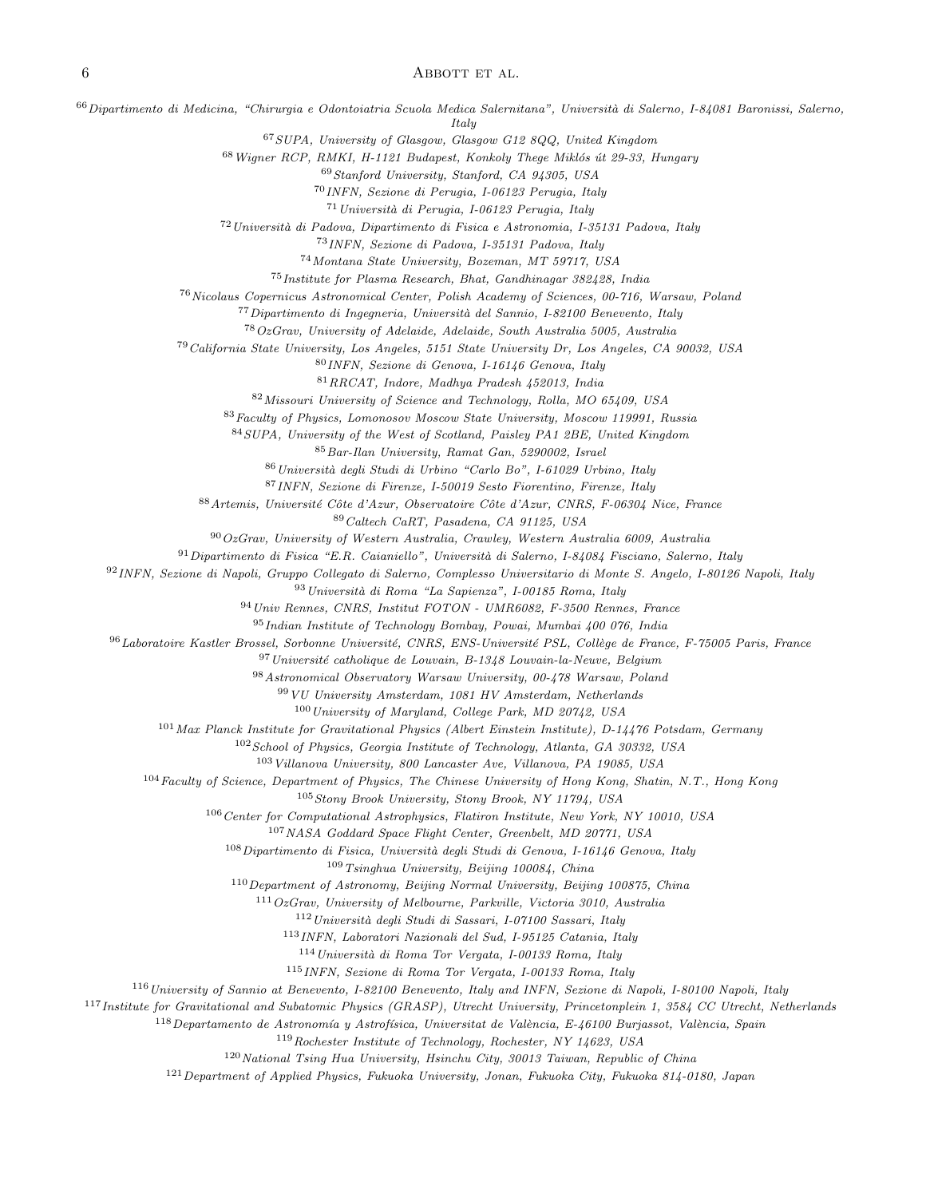[66]*Dipartimento di Medicina, "Chirurgia e Odontoiatria Scuola Medica Salernitana", Università di Salerno, I-84081 Baronissi, Salerno, Italy*
[67]*SUPA, University of Glasgow, Glasgow G12 8QQ, United Kingdom*
[68]*Wigner RCP, RMKI, H-1121 Budapest, Konkoly Thege Miklós út 29-33, Hungary*
[69]*Stanford University, Stanford, CA 94305, USA*
[70]*INFN, Sezione di Perugia, I-06123 Perugia, Italy*
[71]*Università di Perugia, I-06123 Perugia, Italy*
[72]*Università di Padova, Dipartimento di Fisica e Astronomia, I-35131 Padova, Italy*
[73]*INFN, Sezione di Padova, I-35131 Padova, Italy*
[74]*Montana State University, Bozeman, MT 59717, USA*
[75]*Institute for Plasma Research, Bhat, Gandhinagar 382428, India*
[76]*Nicolaus Copernicus Astronomical Center, Polish Academy of Sciences, 00-716, Warsaw, Poland*
[77]*Dipartimento di Ingegneria, Università del Sannio, I-82100 Benevento, Italy*
[78]*OzGrav, University of Adelaide, Adelaide, South Australia 5005, Australia*
[79]*California State University, Los Angeles, 5151 State University Dr, Los Angeles, CA 90032, USA*
[80]*INFN, Sezione di Genova, I-16146 Genova, Italy*
[81]*RRCAT, Indore, Madhya Pradesh 452013, India*
[82]*Missouri University of Science and Technology, Rolla, MO 65409, USA*
[83]*Faculty of Physics, Lomonosov Moscow State University, Moscow 119991, Russia*
[84]*SUPA, University of the West of Scotland, Paisley PA1 2BE, United Kingdom*
[85]*Bar-Ilan University, Ramat Gan, 5290002, Israel*
[86]*Università degli Studi di Urbino "Carlo Bo", I-61029 Urbino, Italy*
[87]*INFN, Sezione di Firenze, I-50019 Sesto Fiorentino, Firenze, Italy*
[88]*Artemis, Université Côte d'Azur, Observatoire Côte d'Azur, CNRS, F-06304 Nice, France*
[89]*Caltech CaRT, Pasadena, CA 91125, USA*
[90]*OzGrav, University of Western Australia, Crawley, Western Australia 6009, Australia*
[91]*Dipartimento di Fisica "E.R. Caianiello", Università di Salerno, I-84084 Fisciano, Salerno, Italy*
[92]*INFN, Sezione di Napoli, Gruppo Collegato di Salerno, Complesso Universitario di Monte S. Angelo, I-80126 Napoli, Italy*
[93]*Università di Roma "La Sapienza", I-00185 Roma, Italy*
[94]*Univ Rennes, CNRS, Institut FOTON - UMR6082, F-3500 Rennes, France*
[95]*Indian Institute of Technology Bombay, Powai, Mumbai 400 076, India*
[96]*Laboratoire Kastler Brossel, Sorbonne Université, CNRS, ENS-Université PSL, Collège de France, F-75005 Paris, France*
[97]*Université catholique de Louvain, B-1348 Louvain-la-Neuve, Belgium*
[98]*Astronomical Observatory Warsaw University, 00-478 Warsaw, Poland*
[99]*VU University Amsterdam, 1081 HV Amsterdam, Netherlands*
[100]*University of Maryland, College Park, MD 20742, USA*
[101]*Max Planck Institute for Gravitational Physics (Albert Einstein Institute), D-14476 Potsdam, Germany*
[102]*School of Physics, Georgia Institute of Technology, Atlanta, GA 30332, USA*
[103]*Villanova University, 800 Lancaster Ave, Villanova, PA 19085, USA*
[104]*Faculty of Science, Department of Physics, The Chinese University of Hong Kong, Shatin, N.T., Hong Kong*
[105]*Stony Brook University, Stony Brook, NY 11794, USA*
[106]*Center for Computational Astrophysics, Flatiron Institute, New York, NY 10010, USA*
[107]*NASA Goddard Space Flight Center, Greenbelt, MD 20771, USA*
[108]*Dipartimento di Fisica, Università degli Studi di Genova, I-16146 Genova, Italy*
[109]*Tsinghua University, Beijing 100084, China*
[110]*Department of Astronomy, Beijing Normal University, Beijing 100875, China*
[111]*OzGrav, University of Melbourne, Parkville, Victoria 3010, Australia*
[112]*Università degli Studi di Sassari, I-07100 Sassari, Italy*
[113]*INFN, Laboratori Nazionali del Sud, I-95125 Catania, Italy*
[114]*Università di Roma Tor Vergata, I-00133 Roma, Italy*
[115]*INFN, Sezione di Roma Tor Vergata, I-00133 Roma, Italy*
[116]*University of Sannio at Benevento, I-82100 Benevento, Italy and INFN, Sezione di Napoli, I-80100 Napoli, Italy*
[117]*Institute for Gravitational and Subatomic Physics (GRASP), Utrecht University, Princetonplein 1, 3584 CC Utrecht, Netherlands*
[118]*Departamento de Astronomía y Astrofísica, Universitat de València, E-46100 Burjassot, València, Spain*
[119]*Rochester Institute of Technology, Rochester, NY 14623, USA*
[120]*National Tsing Hua University, Hsinchu City, 30013 Taiwan, Republic of China*
[121]*Department of Applied Physics, Fukuoka University, Jonan, Fukuoka City, Fukuoka 814-0180, Japan*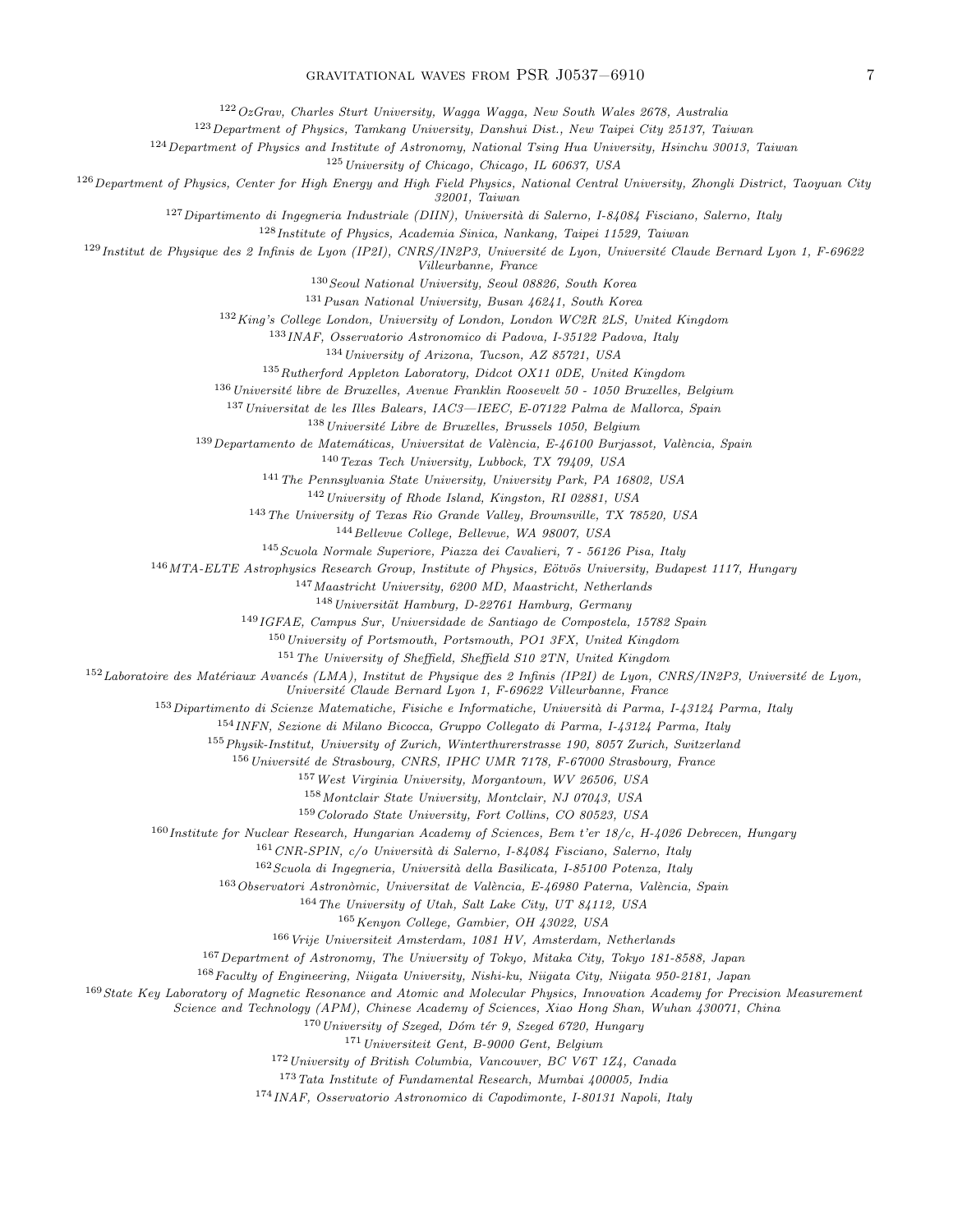[122] OzGrav, Charles Sturt University, Wagga Wagga, New South Wales 2678, Australia

[123] Department of Physics, Tamkang University, Danshui Dist., New Taipei City 25137, Taiwan

[124] Department of Physics and Institute of Astronomy, National Tsing Hua University, Hsinchu 30013, Taiwan

[125] University of Chicago, Chicago, IL 60637, USA

[126] Department of Physics, Center for High Energy and High Field Physics, National Central University, Zhongli District, Taoyuan City 32001, Taiwan

[127] Dipartimento di Ingegneria Industriale (DIIN), Università di Salerno, I-84084 Fisciano, Salerno, Italy

[128] Institute of Physics, Academia Sinica, Nankang, Taipei 11529, Taiwan

[129] Institut de Physique des 2 Infinis de Lyon (IP2I), CNRS/IN2P3, Université de Lyon, Université Claude Bernard Lyon 1, F-69622 Villeurbanne, France

[130] Seoul National University, Seoul 08826, South Korea

[131] Pusan National University, Busan 46241, South Korea

[132] King's College London, University of London, London WC2R 2LS, United Kingdom

[133] INAF, Osservatorio Astronomico di Padova, I-35122 Padova, Italy

[134] University of Arizona, Tucson, AZ 85721, USA

[135] Rutherford Appleton Laboratory, Didcot OX11 0DE, United Kingdom

[136] Université libre de Bruxelles, Avenue Franklin Roosevelt 50 - 1050 Bruxelles, Belgium

[137] Universitat de les Illes Balears, IAC3—IEEC, E-07122 Palma de Mallorca, Spain

[138] Université Libre de Bruxelles, Brussels 1050, Belgium

[139] Departamento de Matemáticas, Universitat de València, E-46100 Burjassot, València, Spain

[140] Texas Tech University, Lubbock, TX 79409, USA

[141] The Pennsylvania State University, University Park, PA 16802, USA

[142] University of Rhode Island, Kingston, RI 02881, USA

[143] The University of Texas Rio Grande Valley, Brownsville, TX 78520, USA

[144] Bellevue College, Bellevue, WA 98007, USA

[145] Scuola Normale Superiore, Piazza dei Cavalieri, 7 - 56126 Pisa, Italy

[146] MTA-ELTE Astrophysics Research Group, Institute of Physics, Eötvös University, Budapest 1117, Hungary

[147] Maastricht University, 6200 MD, Maastricht, Netherlands

[148] Universität Hamburg, D-22761 Hamburg, Germany

[149] IGFAE, Campus Sur, Universidade de Santiago de Compostela, 15782 Spain

[150] University of Portsmouth, Portsmouth, PO1 3FX, United Kingdom

[151] The University of Sheffield, Sheffield S10 2TN, United Kingdom

[152] Laboratoire des Matériaux Avancés (LMA), Institut de Physique des 2 Infinis (IP2I) de Lyon, CNRS/IN2P3, Université de Lyon, Université Claude Bernard Lyon 1, F-69622 Villeurbanne, France

[153] Dipartimento di Scienze Matematiche, Fisiche e Informatiche, Università di Parma, I-43124 Parma, Italy

[154] INFN, Sezione di Milano Bicocca, Gruppo Collegato di Parma, I-43124 Parma, Italy

[155] Physik-Institut, University of Zurich, Winterthurerstrasse 190, 8057 Zurich, Switzerland

[156] Université de Strasbourg, CNRS, IPHC UMR 7178, F-67000 Strasbourg, France

[157] West Virginia University, Morgantown, WV 26506, USA

[158] Montclair State University, Montclair, NJ 07043, USA

[159] Colorado State University, Fort Collins, CO 80523, USA

[160] Institute for Nuclear Research, Hungarian Academy of Sciences, Bem t'er 18/c, H-4026 Debrecen, Hungary

[161] CNR-SPIN, c/o Università di Salerno, I-84084 Fisciano, Salerno, Italy

[162] Scuola di Ingegneria, Università della Basilicata, I-85100 Potenza, Italy

[163] Observatori Astronòmic, Universitat de València, E-46980 Paterna, València, Spain

[164] The University of Utah, Salt Lake City, UT 84112, USA

[165] Kenyon College, Gambier, OH 43022, USA

[166] Vrije Universiteit Amsterdam, 1081 HV, Amsterdam, Netherlands

[167] Department of Astronomy, The University of Tokyo, Mitaka City, Tokyo 181-8588, Japan

[168] Faculty of Engineering, Niigata University, Nishi-ku, Niigata City, Niigata 950-2181, Japan

[169] State Key Laboratory of Magnetic Resonance and Atomic and Molecular Physics, Innovation Academy for Precision Measurement Science and Technology (APM), Chinese Academy of Sciences, Xiao Hong Shan, Wuhan 430071, China

[170] University of Szeged, Dóm tér 9, Szeged 6720, Hungary

[171] Universiteit Gent, B-9000 Gent, Belgium

[172] University of British Columbia, Vancouver, BC V6T 1Z4, Canada

[173] Tata Institute of Fundamental Research, Mumbai 400005, India

[174] INAF, Osservatorio Astronomico di Capodimonte, I-80131 Napoli, Italy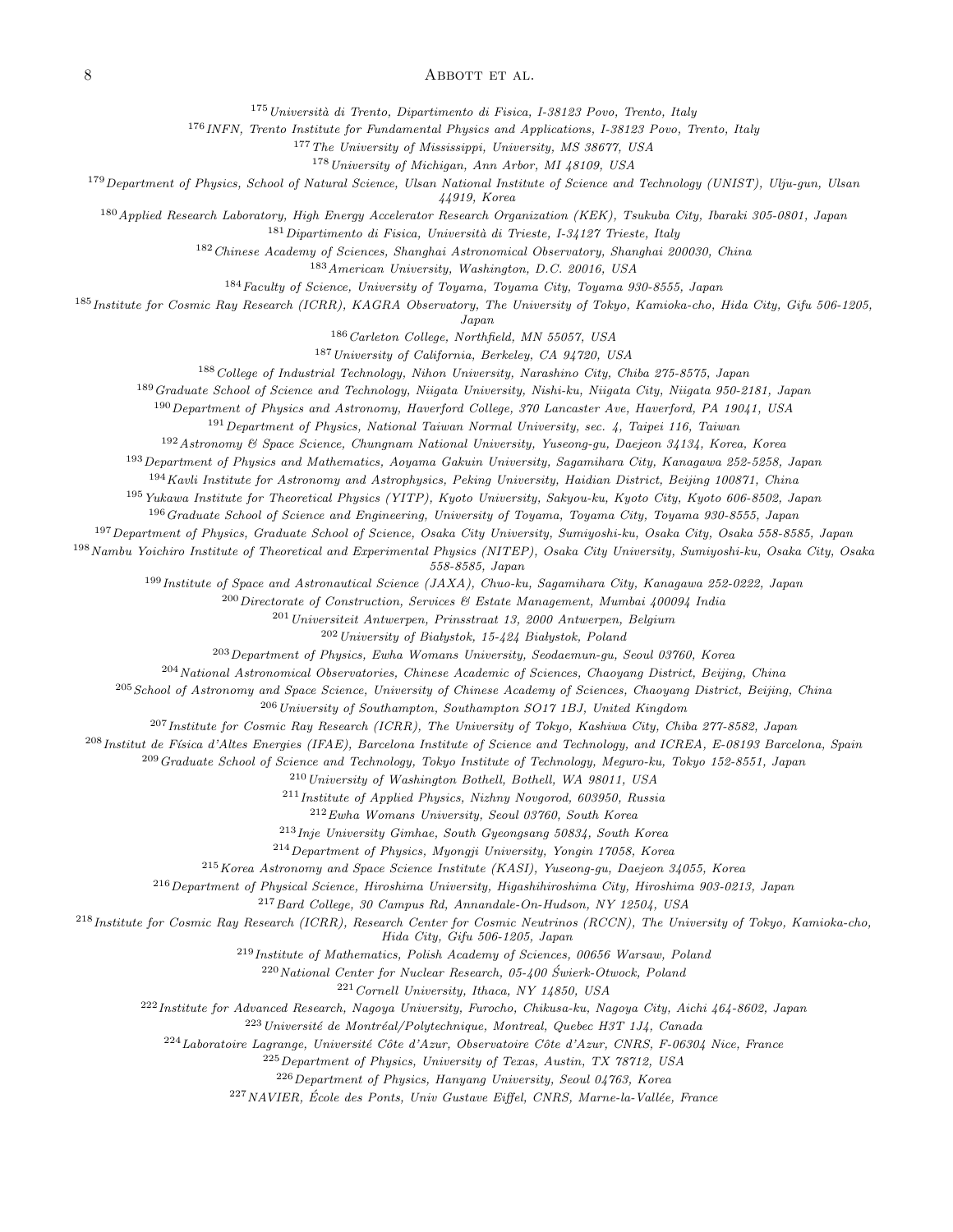[175] Università di Trento, Dipartimento di Fisica, I-38123 Povo, Trento, Italy

[176] INFN, Trento Institute for Fundamental Physics and Applications, I-38123 Povo, Trento, Italy

[177] The University of Mississippi, University, MS 38677, USA

[178] University of Michigan, Ann Arbor, MI 48109, USA

[179] Department of Physics, School of Natural Science, Ulsan National Institute of Science and Technology (UNIST), Ulju-gun, Ulsan 44919, Korea

[180] Applied Research Laboratory, High Energy Accelerator Research Organization (KEK), Tsukuba City, Ibaraki 305-0801, Japan

[181] Dipartimento di Fisica, Università di Trieste, I-34127 Trieste, Italy

[182] Chinese Academy of Sciences, Shanghai Astronomical Observatory, Shanghai 200030, China

[183] American University, Washington, D.C. 20016, USA

[184] Faculty of Science, University of Toyama, Toyama City, Toyama 930-8555, Japan

[185] Institute for Cosmic Ray Research (ICRR), KAGRA Observatory, The University of Tokyo, Kamioka-cho, Hida City, Gifu 506-1205, Japan

[186] Carleton College, Northfield, MN 55057, USA

[187] University of California, Berkeley, CA 94720, USA

[188] College of Industrial Technology, Nihon University, Narashino City, Chiba 275-8575, Japan

[189] Graduate School of Science and Technology, Niigata University, Nishi-ku, Niigata City, Niigata 950-2181, Japan

[190] Department of Physics and Astronomy, Haverford College, 370 Lancaster Ave, Haverford, PA 19041, USA

[191] Department of Physics, National Taiwan Normal University, sec. 4, Taipei 116, Taiwan

[192] Astronomy & Space Science, Chungnam National University, Yuseong-gu, Daejeon 34134, Korea, Korea

[193] Department of Physics and Mathematics, Aoyama Gakuin University, Sagamihara City, Kanagawa 252-5258, Japan

[194] Kavli Institute for Astronomy and Astrophysics, Peking University, Haidian District, Beijing 100871, China

[195] Yukawa Institute for Theoretical Physics (YITP), Kyoto University, Sakyou-ku, Kyoto City, Kyoto 606-8502, Japan

[196] Graduate School of Science and Engineering, University of Toyama, Toyama City, Toyama 930-8555, Japan

[197] Department of Physics, Graduate School of Science, Osaka City University, Sumiyoshi-ku, Osaka City, Osaka 558-8585, Japan

[198] Nambu Yoichiro Institute of Theoretical and Experimental Physics (NITEP), Osaka City University, Sumiyoshi-ku, Osaka City, Osaka 558-8585, Japan

[199] Institute of Space and Astronautical Science (JAXA), Chuo-ku, Sagamihara City, Kanagawa 252-0222, Japan

[200] Directorate of Construction, Services & Estate Management, Mumbai 400094 India

[201] Universiteit Antwerpen, Prinsstraat 13, 2000 Antwerpen, Belgium

[202] University of Białystok, 15-424 Białystok, Poland

[203] Department of Physics, Ewha Womans University, Seodaemun-gu, Seoul 03760, Korea

[204] National Astronomical Observatories, Chinese Academic of Sciences, Chaoyang District, Beijing, China

[205] School of Astronomy and Space Science, University of Chinese Academy of Sciences, Chaoyang District, Beijing, China

[206] University of Southampton, Southampton SO17 1BJ, United Kingdom

[207] Institute for Cosmic Ray Research (ICRR), The University of Tokyo, Kashiwa City, Chiba 277-8582, Japan

[208] Institut de Física d'Altes Energies (IFAE), Barcelona Institute of Science and Technology, and ICREA, E-08193 Barcelona, Spain

[209] Graduate School of Science and Technology, Tokyo Institute of Technology, Meguro-ku, Tokyo 152-8551, Japan

[210] University of Washington Bothell, Bothell, WA 98011, USA

[211] Institute of Applied Physics, Nizhny Novgorod, 603950, Russia

[212] Ewha Womans University, Seoul 03760, South Korea

[213] Inje University Gimhae, South Gyeongsang 50834, South Korea

[214] Department of Physics, Myongji University, Yongin 17058, Korea

[215] Korea Astronomy and Space Science Institute (KASI), Yuseong-gu, Daejeon 34055, Korea

[216] Department of Physical Science, Hiroshima University, Higashihiroshima City, Hiroshima 903-0213, Japan

[217] Bard College, 30 Campus Rd, Annandale-On-Hudson, NY 12504, USA

[218] Institute for Cosmic Ray Research (ICRR), Research Center for Cosmic Neutrinos (RCCN), The University of Tokyo, Kamioka-cho, Hida City, Gifu 506-1205, Japan

[219] Institute of Mathematics, Polish Academy of Sciences, 00656 Warsaw, Poland

[220] National Center for Nuclear Research, 05-400 Świerk-Otwock, Poland

[221] Cornell University, Ithaca, NY 14850, USA

[222] Institute for Advanced Research, Nagoya University, Furocho, Chikusa-ku, Nagoya City, Aichi 464-8602, Japan

[223] Université de Montréal/Polytechnique, Montreal, Quebec H3T 1J4, Canada

[224] Laboratoire Lagrange, Université Côte d'Azur, Observatoire Côte d'Azur, CNRS, F-06304 Nice, France

[225] Department of Physics, University of Texas, Austin, TX 78712, USA

[226] Department of Physics, Hanyang University, Seoul 04763, Korea

[227] NAVIER, École des Ponts, Univ Gustave Eiffel, CNRS, Marne-la-Vallée, France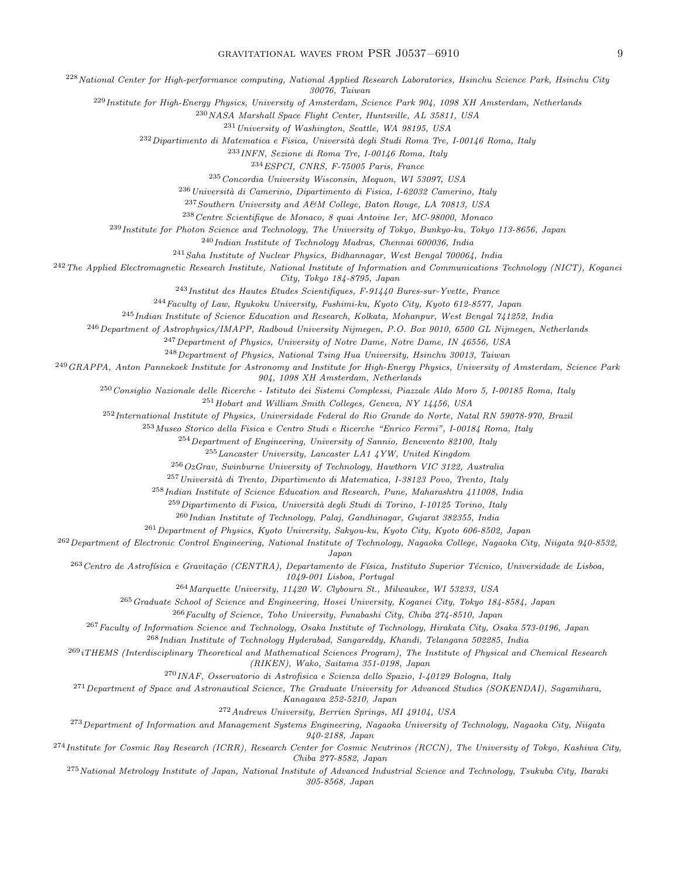[228] National Center for High-performance computing, National Applied Research Laboratories, Hsinchu Science Park, Hsinchu City 30076, Taiwan

[229] Institute for High-Energy Physics, University of Amsterdam, Science Park 904, 1098 XH Amsterdam, Netherlands

[230] NASA Marshall Space Flight Center, Huntsville, AL 35811, USA

[231] University of Washington, Seattle, WA 98195, USA

[232] Dipartimento di Matematica e Fisica, Università degli Studi Roma Tre, I-00146 Roma, Italy

[233] INFN, Sezione di Roma Tre, I-00146 Roma, Italy

[234] ESPCI, CNRS, F-75005 Paris, France

[235] Concordia University Wisconsin, Mequon, WI 53097, USA

[236] Università di Camerino, Dipartimento di Fisica, I-62032 Camerino, Italy

[237] Southern University and A&M College, Baton Rouge, LA 70813, USA

[238] Centre Scientifique de Monaco, 8 quai Antoine Ier, MC-98000, Monaco

[239] Institute for Photon Science and Technology, The University of Tokyo, Bunkyo-ku, Tokyo 113-8656, Japan

[240] Indian Institute of Technology Madras, Chennai 600036, India

[241] Saha Institute of Nuclear Physics, Bidhannagar, West Bengal 700064, India

[242] The Applied Electromagnetic Research Institute, National Institute of Information and Communications Technology (NICT), Koganei City, Tokyo 184-8795, Japan

[243] Institut des Hautes Etudes Scientifiques, F-91440 Bures-sur-Yvette, France

[244] Faculty of Law, Ryukoku University, Fushimi-ku, Kyoto City, Kyoto 612-8577, Japan

[245] Indian Institute of Science Education and Research, Kolkata, Mohanpur, West Bengal 741252, India

[246] Department of Astrophysics/IMAPP, Radboud University Nijmegen, P.O. Box 9010, 6500 GL Nijmegen, Netherlands

[247] Department of Physics, University of Notre Dame, Notre Dame, IN 46556, USA

[248] Department of Physics, National Tsing Hua University, Hsinchu 30013, Taiwan

[249] GRAPPA, Anton Pannekoek Institute for Astronomy and Institute for High-Energy Physics, University of Amsterdam, Science Park 904, 1098 XH Amsterdam, Netherlands

[250] Consiglio Nazionale delle Ricerche - Istituto dei Sistemi Complessi, Piazzale Aldo Moro 5, I-00185 Roma, Italy

[251] Hobart and William Smith Colleges, Geneva, NY 14456, USA

[252] International Institute of Physics, Universidade Federal do Rio Grande do Norte, Natal RN 59078-970, Brazil

[253] Museo Storico della Fisica e Centro Studi e Ricerche "Enrico Fermi", I-00184 Roma, Italy

[254] Department of Engineering, University of Sannio, Benevento 82100, Italy

[255] Lancaster University, Lancaster LA1 4YW, United Kingdom

[256] OzGrav, Swinburne University of Technology, Hawthorn VIC 3122, Australia

[257] Università di Trento, Dipartimento di Matematica, I-38123 Povo, Trento, Italy

[258] Indian Institute of Science Education and Research, Pune, Maharashtra 411008, India

[259] Dipartimento di Fisica, Università degli Studi di Torino, I-10125 Torino, Italy

[260] Indian Institute of Technology, Palaj, Gandhinagar, Gujarat 382355, India

[261] Department of Physics, Kyoto University, Sakyou-ku, Kyoto City, Kyoto 606-8502, Japan

[262] Department of Electronic Control Engineering, National Institute of Technology, Nagaoka College, Nagaoka City, Niigata 940-8532, Japan

[263] Centro de Astrofísica e Gravitação (CENTRA), Departamento de Física, Instituto Superior Técnico, Universidade de Lisboa, 1049-001 Lisboa, Portugal

[264] Marquette University, 11420 W. Clybourn St., Milwaukee, WI 53233, USA

[265] Graduate School of Science and Engineering, Hosei University, Koganei City, Tokyo 184-8584, Japan

[266] Faculty of Science, Toho University, Funabashi City, Chiba 274-8510, Japan

[267] Faculty of Information Science and Technology, Osaka Institute of Technology, Hirakata City, Osaka 573-0196, Japan

[268] Indian Institute of Technology Hyderabad, Sangareddy, Khandi, Telangana 502285, India

[269] iTHEMS (Interdisciplinary Theoretical and Mathematical Sciences Program), The Institute of Physical and Chemical Research (RIKEN), Wako, Saitama 351-0198, Japan

[270] INAF, Osservatorio di Astrofisica e Scienza dello Spazio, I-40129 Bologna, Italy

[271] Department of Space and Astronautical Science, The Graduate University for Advanced Studies (SOKENDAI), Sagamihara, Kanagawa 252-5210, Japan

[272] Andrews University, Berrien Springs, MI 49104, USA

[273] Department of Information and Management Systems Engineering, Nagaoka University of Technology, Nagaoka City, Niigata 940-2188, Japan

[274] Institute for Cosmic Ray Research (ICRR), Research Center for Cosmic Neutrinos (RCCN), The University of Tokyo, Kashiwa City, Chiba 277-8582, Japan

[275] National Metrology Institute of Japan, National Institute of Advanced Industrial Science and Technology, Tsukuba City, Ibaraki 305-8568, Japan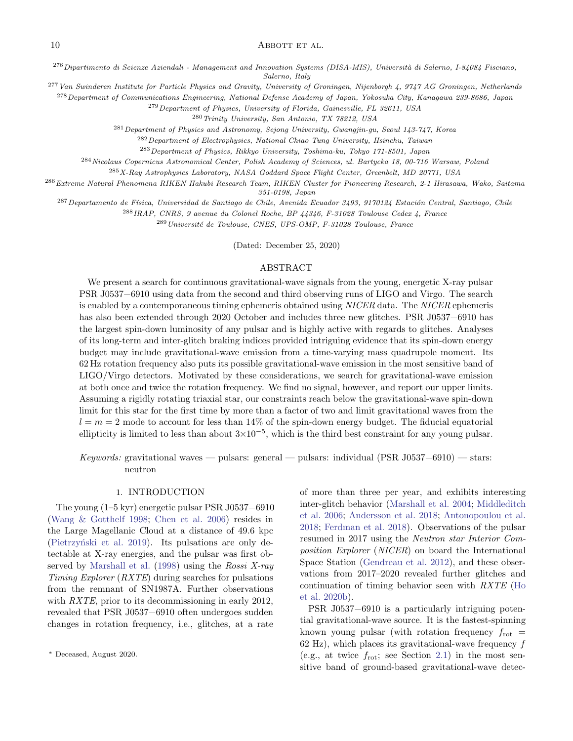[276] *Dipartimento di Scienze Aziendali - Management and Innovation Systems (DISA-MIS), Università di Salerno, I-84084 Fisciano, Salerno, Italy*

[277] *Van Swinderen Institute for Particle Physics and Gravity, University of Groningen, Nijenborgh 4, 9747 AG Groningen, Netherlands*

[278] *Department of Communications Engineering, National Defense Academy of Japan, Yokosuka City, Kanagawa 239-8686, Japan*

[279] *Department of Physics, University of Florida, Gainesville, FL 32611, USA*

[280] *Trinity University, San Antonio, TX 78212, USA*

[281] *Department of Physics and Astronomy, Sejong University, Gwangjin-gu, Seoul 143-747, Korea*

[282] *Department of Electrophysics, National Chiao Tung University, Hsinchu, Taiwan*

[283] *Department of Physics, Rikkyo University, Toshima-ku, Tokyo 171-8501, Japan*

[284] *Nicolaus Copernicus Astronomical Center, Polish Academy of Sciences, ul. Bartycka 18, 00-716 Warsaw, Poland*

[285] *X-Ray Astrophysics Laboratory, NASA Goddard Space Flight Center, Greenbelt, MD 20771, USA*

[286] *Extreme Natural Phenomena RIKEN Hakubi Research Team, RIKEN Cluster for Pioneering Research, 2-1 Hirasawa, Wako, Saitama 351-0198, Japan*

[287] *Departamento de Física, Universidad de Santiago de Chile, Avenida Ecuador 3493, 9170124 Estación Central, Santiago, Chile*

[288] *IRAP, CNRS, 9 avenue du Colonel Roche, BP 44346, F-31028 Toulouse Cedex 4, France*

[289] *Université de Toulouse, CNES, UPS-OMP, F-31028 Toulouse, France*

(Dated: December 25, 2020)

## ABSTRACT

We present a search for continuous gravitational-wave signals from the young, energetic X-ray pulsar PSR J0537−6910 using data from the second and third observing runs of LIGO and Virgo. The search is enabled by a contemporaneous timing ephemeris obtained using *NICER* data. The *NICER* ephemeris has also been extended through 2020 October and includes three new glitches. PSR J0537−6910 has the largest spin-down luminosity of any pulsar and is highly active with regards to glitches. Analyses of its long-term and inter-glitch braking indices provided intriguing evidence that its spin-down energy budget may include gravitational-wave emission from a time-varying mass quadrupole moment. Its 62 Hz rotation frequency also puts its possible gravitational-wave emission in the most sensitive band of LIGO/Virgo detectors. Motivated by these considerations, we search for gravitational-wave emission at both once and twice the rotation frequency. We find no signal, however, and report our upper limits. Assuming a rigidly rotating triaxial star, our constraints reach below the gravitational-wave spin-down limit for this star for the first time by more than a factor of two and limit gravitational waves from the $l = m = 2$ mode to account for less than 14% of the spin-down energy budget. The fiducial equatorial ellipticity is limited to less than about $3\times10^{-5}$, which is the third best constraint for any young pulsar.

*Keywords:* gravitational waves — pulsars: general — pulsars: individual (PSR J0537−6910) — stars: neutron

## 1. INTRODUCTION

The young (1–5 kyr) energetic pulsar PSR J0537−6910 (Wang & Gotthelf 1998; Chen et al. 2006) resides in the Large Magellanic Cloud at a distance of 49.6 kpc (Pietrzyński et al. 2019). Its pulsations are only detectable at X-ray energies, and the pulsar was first observed by Marshall et al. (1998) using the *Rossi X-ray Timing Explorer* (*RXTE*) during searches for pulsations from the remnant of SN1987A. Further observations with *RXTE*, prior to its decommissioning in early 2012, revealed that PSR J0537−6910 often undergoes sudden changes in rotation frequency, i.e., glitches, at a rate of more than three per year, and exhibits interesting inter-glitch behavior (Marshall et al. 2004; Middleditch et al. 2006; Andersson et al. 2018; Antonopoulou et al. 2018; Ferdman et al. 2018). Observations of the pulsar resumed in 2017 using the *Neutron star Interior Composition Explorer* (*NICER*) on board the International Space Station (Gendreau et al. 2012), and these observations from 2017–2020 revealed further glitches and continuation of timing behavior seen with *RXTE* (Ho et al. 2020b).

PSR J0537−6910 is a particularly intriguing potential gravitational-wave source. It is the fastest-spinning known young pulsar (with rotation frequency $f_{\rm rot}$ = 62 Hz), which places its gravitational-wave frequency $f$ (e.g., at twice $f_{\rm rot}$; see Section 2.1) in the most sensitive band of ground-based gravitational-wave detec-

[*] Deceased, August 2020.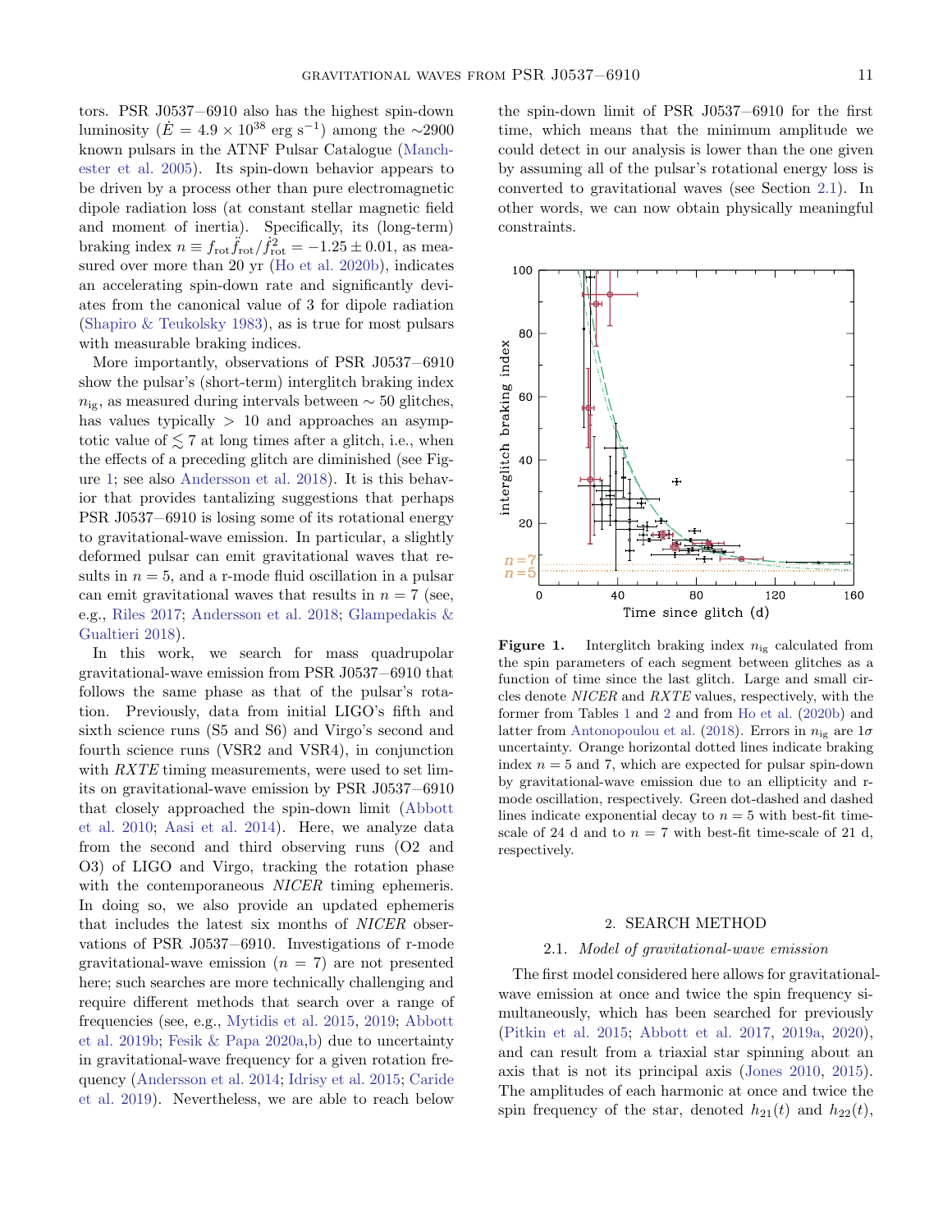tors. PSR J0537−6910 also has the highest spin-down luminosity ($\dot{E} = 4.9 \times 10^{38}$ erg s$^{-1}$) among the ∼2900 known pulsars in the ATNF Pulsar Catalogue (Manchester et al. 2005). Its spin-down behavior appears to be driven by a process other than pure electromagnetic dipole radiation loss (at constant stellar magnetic field and moment of inertia). Specifically, its (long-term) braking index $n \equiv f_{\rm rot}\ddot{f}_{\rm rot}/\dot{f}_{\rm rot}^2 = -1.25 \pm 0.01$, as measured over more than 20 yr (Ho et al. 2020b), indicates an accelerating spin-down rate and significantly deviates from the canonical value of 3 for dipole radiation (Shapiro & Teukolsky 1983), as is true for most pulsars with measurable braking indices.

More importantly, observations of PSR J0537−6910 show the pulsar's (short-term) interglitch braking index $n_{\rm ig}$, as measured during intervals between ∼ 50 glitches, has values typically > 10 and approaches an asymptotic value of $\lesssim 7$ at long times after a glitch, i.e., when the effects of a preceding glitch are diminished (see Figure 1; see also Andersson et al. 2018). It is this behavior that provides tantalizing suggestions that perhaps PSR J0537−6910 is losing some of its rotational energy to gravitational-wave emission. In particular, a slightly deformed pulsar can emit gravitational waves that results in $n = 5$, and a r-mode fluid oscillation in a pulsar can emit gravitational waves that results in $n = 7$ (see, e.g., Riles 2017; Andersson et al. 2018; Glampedakis & Gualtieri 2018).

In this work, we search for mass quadrupolar gravitational-wave emission from PSR J0537−6910 that follows the same phase as that of the pulsar's rotation. Previously, data from initial LIGO's fifth and sixth science runs (S5 and S6) and Virgo's second and fourth science runs (VSR2 and VSR4), in conjunction with *RXTE* timing measurements, were used to set limits on gravitational-wave emission by PSR J0537−6910 that closely approached the spin-down limit (Abbott et al. 2010; Aasi et al. 2014). Here, we analyze data from the second and third observing runs (O2 and O3) of LIGO and Virgo, tracking the rotation phase with the contemporaneous *NICER* timing ephemeris. In doing so, we also provide an updated ephemeris that includes the latest six months of *NICER* observations of PSR J0537−6910. Investigations of r-mode gravitational-wave emission ($n = 7$) are not presented here; such searches are more technically challenging and require different methods that search over a range of frequencies (see, e.g., Mytidis et al. 2015, 2019; Abbott et al. 2019b; Fesik & Papa 2020a,b) due to uncertainty in gravitational-wave frequency for a given rotation frequency (Andersson et al. 2014; Idrisy et al. 2015; Caride et al. 2019). Nevertheless, we are able to reach below the spin-down limit of PSR J0537−6910 for the first time, which means that the minimum amplitude we could detect in our analysis is lower than the one given by assuming all of the pulsar's rotational energy loss is converted to gravitational waves (see Section 2.1). In other words, we can now obtain physically meaningful constraints.

**Figure 1.** Interglitch braking index $n_{\rm ig}$ calculated from the spin parameters of each segment between glitches as a function of time since the last glitch. Large and small circles denote *NICER* and *RXTE* values, respectively, with the former from Tables 1 and 2 and from Ho et al. (2020b) and latter from Antonopoulou et al. (2018). Errors in $n_{\rm ig}$ are 1$\sigma$ uncertainty. Orange horizontal dotted lines indicate braking index $n = 5$ and 7, which are expected for pulsar spin-down by gravitational-wave emission due to an ellipticity and r-mode oscillation, respectively. Green dot-dashed and dashed lines indicate exponential decay to $n = 5$ with best-fit time-scale of 24 d and to $n = 7$ with best-fit time-scale of 21 d, respectively.

## 2. SEARCH METHOD

### 2.1. *Model of gravitational-wave emission*

The first model considered here allows for gravitational-wave emission at once and twice the spin frequency simultaneously, which has been searched for previously (Pitkin et al. 2015; Abbott et al. 2017, 2019a, 2020), and can result from a triaxial star spinning about an axis that is not its principal axis (Jones 2010, 2015). The amplitudes of each harmonic at once and twice the spin frequency of the star, denoted $h_{21}(t)$ and $h_{22}(t)$,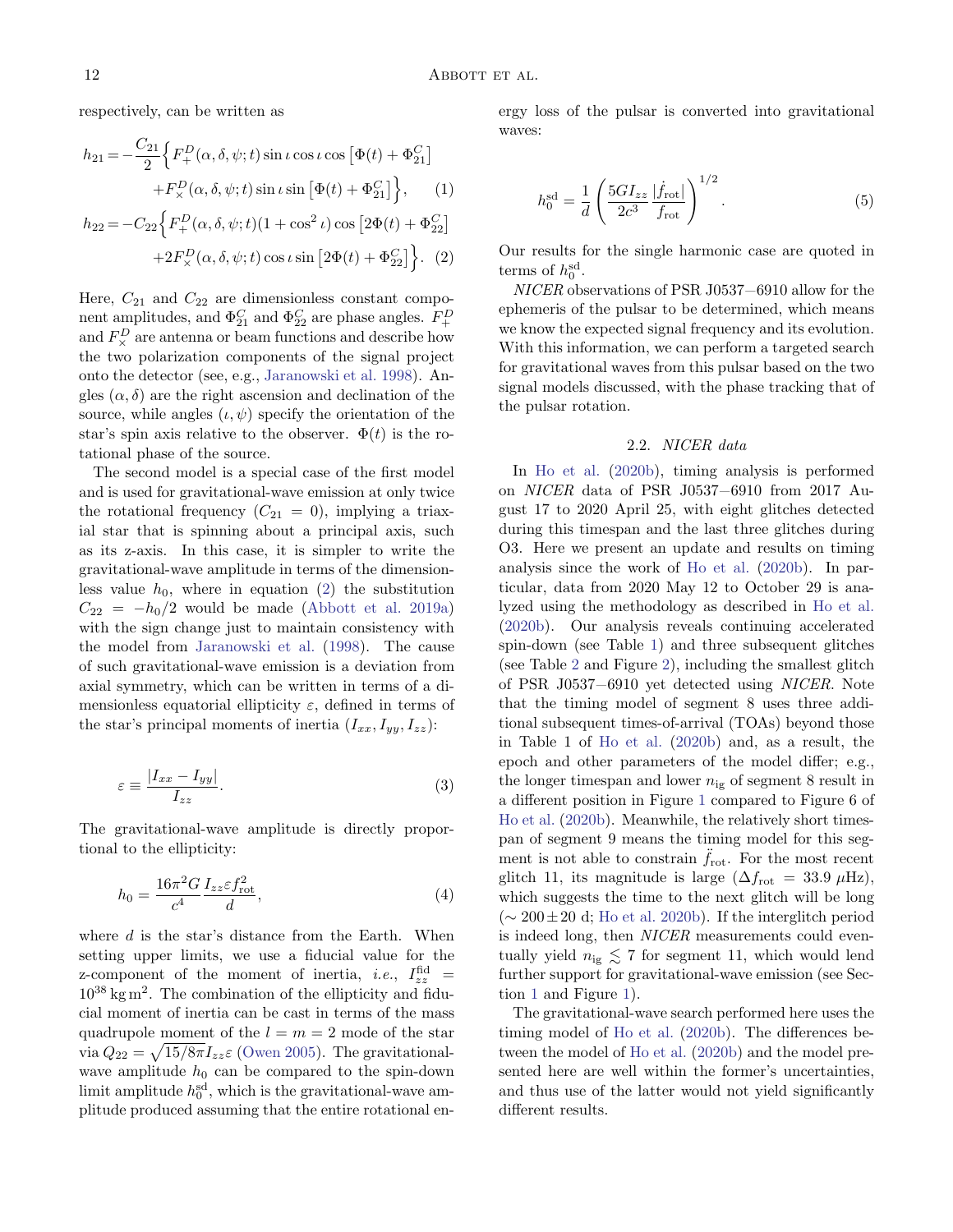respectively, can be written as

$$h_{21} = -\frac{C_{21}}{2}\Big\{F_{+}^{D}(\alpha,\delta,\psi;t)\sin\iota\cos\iota\cos\left[\Phi(t)+\Phi_{21}^{C}\right] + F_{\times}^{D}(\alpha,\delta,\psi;t)\sin\iota\sin\left[\Phi(t)+\Phi_{21}^{C}\right]\Big\}, \quad (1)$$

$$h_{22} = -C_{22}\Big\{F_{+}^{D}(\alpha,\delta,\psi;t)(1+\cos^2\iota)\cos\left[2\Phi(t)+\Phi_{22}^{C}\right] + 2F_{\times}^{D}(\alpha,\delta,\psi;t)\cos\iota\sin\left[2\Phi(t)+\Phi_{22}^{C}\right]\Big\}. \quad (2)$$

Here, $C_{21}$ and $C_{22}$ are dimensionless constant component amplitudes, and $\Phi_{21}^{C}$ and $\Phi_{22}^{C}$ are phase angles. $F_{+}^{D}$ and $F_{\times}^{D}$ are antenna or beam functions and describe how the two polarization components of the signal project onto the detector (see, e.g., Jaranowski et al. 1998). Angles $(\alpha, \delta)$ are the right ascension and declination of the source, while angles $(\iota, \psi)$ specify the orientation of the star's spin axis relative to the observer. $\Phi(t)$ is the rotational phase of the source.

The second model is a special case of the first model and is used for gravitational-wave emission at only twice the rotational frequency ($C_{21} = 0$), implying a triaxial star that is spinning about a principal axis, such as its z-axis. In this case, it is simpler to write the gravitational-wave amplitude in terms of the dimensionless value $h_0$, where in equation (2) the substitution $C_{22} = -h_0/2$ would be made (Abbott et al. 2019a) with the sign change just to maintain consistency with the model from Jaranowski et al. (1998). The cause of such gravitational-wave emission is a deviation from axial symmetry, which can be written in terms of a dimensionless equatorial ellipticity $\varepsilon$, defined in terms of the star's principal moments of inertia $(I_{xx}, I_{yy}, I_{zz})$:

$$\varepsilon \equiv \frac{|I_{xx} - I_{yy}|}{I_{zz}}. \quad (3)$$

The gravitational-wave amplitude is directly proportional to the ellipticity:

$$h_0 = \frac{16\pi^2 G}{c^4}\frac{I_{zz}\varepsilon f_{\rm rot}^2}{d}, \quad (4)$$

where $d$ is the star's distance from the Earth. When setting upper limits, we use a fiducial value for the z-component of the moment of inertia, *i.e.*, $I_{zz}^{\rm fid} = 10^{38}\,{\rm kg\,m^2}$. The combination of the ellipticity and fiducial moment of inertia can be cast in terms of the mass quadrupole moment of the $l = m = 2$ mode of the star via $Q_{22} = \sqrt{15/8\pi} I_{zz}\varepsilon$ (Owen 2005). The gravitational-wave amplitude $h_0$ can be compared to the spin-down limit amplitude $h_0^{\rm sd}$, which is the gravitational-wave amplitude produced assuming that the entire rotational energy loss of the pulsar is converted into gravitational waves:

$$h_0^{\rm sd} = \frac{1}{d}\left(\frac{5GI_{zz}}{2c^3}\frac{|\dot{f}_{\rm rot}|}{f_{\rm rot}}\right)^{1/2}. \quad (5)$$

Our results for the single harmonic case are quoted in terms of $h_0^{\rm sd}$.

*NICER* observations of PSR J0537−6910 allow for the ephemeris of the pulsar to be determined, which means we know the expected signal frequency and its evolution. With this information, we can perform a targeted search for gravitational waves from this pulsar based on the two signal models discussed, with the phase tracking that of the pulsar rotation.

### 2.2. *NICER data*

In Ho et al. (2020b), timing analysis is performed on *NICER* data of PSR J0537−6910 from 2017 August 17 to 2020 April 25, with eight glitches detected during this timespan and the last three glitches during O3. Here we present an update and results on timing analysis since the work of Ho et al. (2020b). In particular, data from 2020 May 12 to October 29 is analyzed using the methodology as described in Ho et al. (2020b). Our analysis reveals continuing accelerated spin-down (see Table 1) and three subsequent glitches (see Table 2 and Figure 2), including the smallest glitch of PSR J0537−6910 yet detected using *NICER*. Note that the timing model of segment 8 uses three additional subsequent times-of-arrival (TOAs) beyond those in Table 1 of Ho et al. (2020b) and, as a result, the epoch and other parameters of the model differ; e.g., the longer timespan and lower $n_{\rm ig}$ of segment 8 result in a different position in Figure 1 compared to Figure 6 of Ho et al. (2020b). Meanwhile, the relatively short timespan of segment 9 means the timing model for this segment is not able to constrain $\ddot{f}_{\rm rot}$. For the most recent glitch 11, its magnitude is large ($\Delta f_{\rm rot} = 33.9\ \mu$Hz), which suggests the time to the next glitch will be long ($\sim 200 \pm 20$ d; Ho et al. 2020b). If the interglitch period is indeed long, then *NICER* measurements could eventually yield $n_{\rm ig} \lesssim 7$ for segment 11, which would lend further support for gravitational-wave emission (see Section 1 and Figure 1).

The gravitational-wave search performed here uses the timing model of Ho et al. (2020b). The differences between the model of Ho et al. (2020b) and the model presented here are well within the former's uncertainties, and thus use of the latter would not yield significantly different results.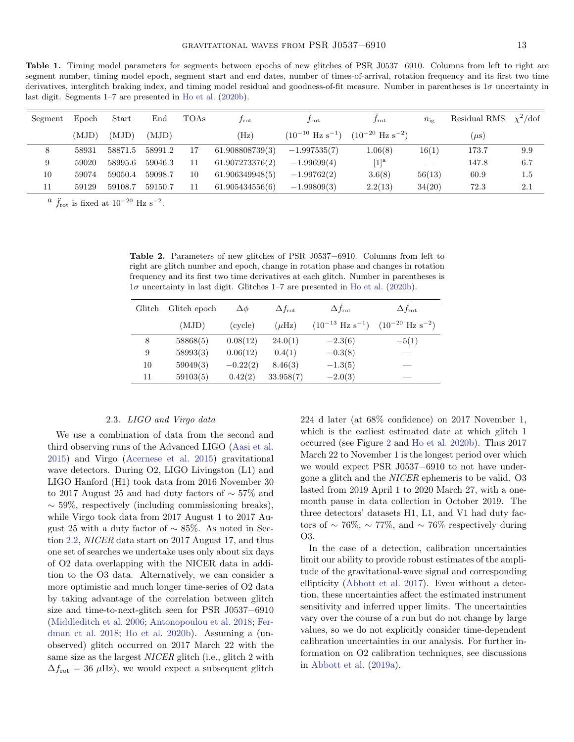**Table 1.** Timing model parameters for segments between epochs of new glitches of PSR J0537−6910. Columns from left to right are segment number, timing model epoch, segment start and end dates, number of times-of-arrival, rotation frequency and its first two time derivatives, interglitch braking index, and timing model residual and goodness-of-fit measure. Number in parentheses is $1\sigma$ uncertainty in last digit. Segments 1–7 are presented in Ho et al. (2020b).

| Segment | Epoch | Start | End | TOAs | $f_{\rm rot}$ | $\dot{f}_{\rm rot}$ | $\ddot{f}_{\rm rot}$ | $n_{\rm ig}$ | Residual RMS | $\chi^2$/dof |
|---|---|---|---|---|---|---|---|---|---|---|
| | (MJD) | (MJD) | (MJD) | | (Hz) | ($10^{-10}$ Hz s$^{-1}$) | ($10^{-20}$ Hz s$^{-2}$) | | ($\mu$s) | |
| 8 | 58931 | 58871.5 | 58991.2 | 17 | 61.908808739(3) | −1.997535(7) | 1.06(8) | 16(1) | 173.7 | 9.9 |
| 9 | 59020 | 58995.6 | 59046.3 | 11 | 61.907273376(2) | −1.99699(4) | [1][a] | — | 147.8 | 6.7 |
| 10 | 59074 | 59050.4 | 59098.7 | 10 | 61.906349948(5) | −1.99762(2) | 3.6(8) | 56(13) | 60.9 | 1.5 |
| 11 | 59129 | 59108.7 | 59150.7 | 11 | 61.905434556(6) | −1.99809(3) | 2.2(13) | 34(20) | 72.3 | 2.1 |

[a] $\ddot{f}_{\rm rot}$ is fixed at $10^{-20}$ Hz s$^{-2}$.

**Table 2.** Parameters of new glitches of PSR J0537−6910. Columns from left to right are glitch number and epoch, change in rotation phase and changes in rotation frequency and its first two time derivatives at each glitch. Number in parentheses is $1\sigma$ uncertainty in last digit. Glitches 1–7 are presented in Ho et al. (2020b).

| Glitch | Glitch epoch | $\Delta\phi$ | $\Delta f_{\rm rot}$ | $\Delta\dot{f}_{\rm rot}$ | $\Delta\ddot{f}_{\rm rot}$ |
|---|---|---|---|---|---|
| | (MJD) | (cycle) | ($\mu$Hz) | ($10^{-13}$ Hz s$^{-1}$) | ($10^{-20}$ Hz s$^{-2}$) |
| 8 | 58868(5) | 0.08(12) | 24.0(1) | −2.3(6) | −5(1) |
| 9 | 58993(3) | 0.06(12) | 0.4(1) | −0.3(8) | — |
| 10 | 59049(3) | −0.22(2) | 8.46(3) | −1.3(5) | — |
| 11 | 59103(5) | 0.42(2) | 33.958(7) | −2.0(3) | — |

### 2.3. *LIGO and Virgo data*

We use a combination of data from the second and third observing runs of the Advanced LIGO (Aasi et al. 2015) and Virgo (Acernese et al. 2015) gravitational wave detectors. During O2, LIGO Livingston (L1) and LIGO Hanford (H1) took data from 2016 November 30 to 2017 August 25 and had duty factors of $\sim 57\%$ and $\sim 59\%$, respectively (including commissioning breaks), while Virgo took data from 2017 August 1 to 2017 August 25 with a duty factor of $\sim 85\%$. As noted in Section 2.2, *NICER* data start on 2017 August 17, and thus one set of searches we undertake uses only about six days of O2 data overlapping with the NICER data in addition to the O3 data. Alternatively, we can consider a more optimistic and much longer time-series of O2 data by taking advantage of the correlation between glitch size and time-to-next-glitch seen for PSR J0537−6910 (Middleditch et al. 2006; Antonopoulou et al. 2018; Ferdman et al. 2018; Ho et al. 2020b). Assuming a (unobserved) glitch occurred on 2017 March 22 with the same size as the largest *NICER* glitch (i.e., glitch 2 with $\Delta f_{\rm rot} = 36\ \mu$Hz), we would expect a subsequent glitch 224 d later (at 68% confidence) on 2017 November 1, which is the earliest estimated date at which glitch 1 occurred (see Figure 2 and Ho et al. 2020b). Thus 2017 March 22 to November 1 is the longest period over which we would expect PSR J0537−6910 to not have undergone a glitch and the *NICER* ephemeris to be valid. O3 lasted from 2019 April 1 to 2020 March 27, with a one-month pause in data collection in October 2019. The three detectors' datasets H1, L1, and V1 had duty factors of $\sim 76\%$, $\sim 77\%$, and $\sim 76\%$ respectively during O3.

In the case of a detection, calibration uncertainties limit our ability to provide robust estimates of the amplitude of the gravitational-wave signal and corresponding ellipticity (Abbott et al. 2017). Even without a detection, these uncertainties affect the estimated instrument sensitivity and inferred upper limits. The uncertainties vary over the course of a run but do not change by large values, so we do not explicitly consider time-dependent calibration uncertainties in our analysis. For further information on O2 calibration techniques, see discussions in Abbott et al. (2019a).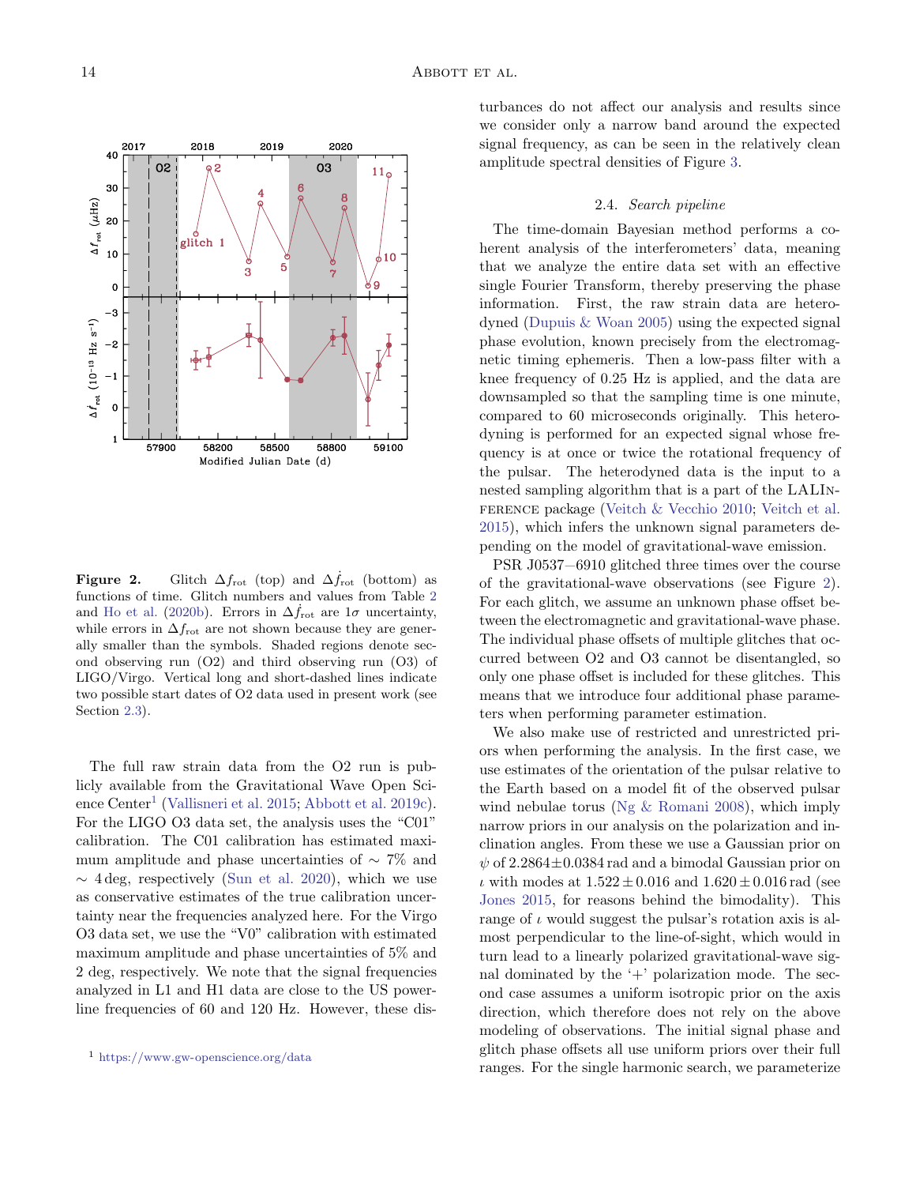**Figure 2.** Glitch $\Delta f_{\rm rot}$ (top) and $\Delta \dot{f}_{\rm rot}$ (bottom) as functions of time. Glitch numbers and values from Table 2 and Ho et al. (2020b). Errors in $\Delta \dot{f}_{\rm rot}$ are $1\sigma$ uncertainty, while errors in $\Delta f_{\rm rot}$ are not shown because they are generally smaller than the symbols. Shaded regions denote second observing run (O2) and third observing run (O3) of LIGO/Virgo. Vertical long and short-dashed lines indicate two possible start dates of O2 data used in present work (see Section 2.3).

The full raw strain data from the O2 run is publicly available from the Gravitational Wave Open Science Center[1] (Vallisneri et al. 2015; Abbott et al. 2019c). For the LIGO O3 data set, the analysis uses the "C01" calibration. The C01 calibration has estimated maximum amplitude and phase uncertainties of $\sim 7\%$ and $\sim 4$ deg, respectively (Sun et al. 2020), which we use as conservative estimates of the true calibration uncertainty near the frequencies analyzed here. For the Virgo O3 data set, we use the "V0" calibration with estimated maximum amplitude and phase uncertainties of 5% and 2 deg, respectively. We note that the signal frequencies analyzed in L1 and H1 data are close to the US power-line frequencies of 60 and 120 Hz. However, these disturbances do not affect our analysis and results since we consider only a narrow band around the expected signal frequency, as can be seen in the relatively clean amplitude spectral densities of Figure 3.

[1] https://www.gw-openscience.org/data

### 2.4. *Search pipeline*

The time-domain Bayesian method performs a coherent analysis of the interferometers' data, meaning that we analyze the entire data set with an effective single Fourier Transform, thereby preserving the phase information. First, the raw strain data are heterodyned (Dupuis & Woan 2005) using the expected signal phase evolution, known precisely from the electromagnetic timing ephemeris. Then a low-pass filter with a knee frequency of 0.25 Hz is applied, and the data are downsampled so that the sampling time is one minute, compared to 60 microseconds originally. This heterodyning is performed for an expected signal whose frequency is at once or twice the rotational frequency of the pulsar. The heterodyned data is the input to a nested sampling algorithm that is a part of the LALInference package (Veitch & Vecchio 2010; Veitch et al. 2015), which infers the unknown signal parameters depending on the model of gravitational-wave emission.

PSR J0537$-$6910 glitched three times over the course of the gravitational-wave observations (see Figure 2). For each glitch, we assume an unknown phase offset between the electromagnetic and gravitational-wave phase. The individual phase offsets of multiple glitches that occurred between O2 and O3 cannot be disentangled, so only one phase offset is included for these glitches. This means that we introduce four additional phase parameters when performing parameter estimation.

We also make use of restricted and unrestricted priors when performing the analysis. In the first case, we use estimates of the orientation of the pulsar relative to the Earth based on a model fit of the observed pulsar wind nebulae torus (Ng & Romani 2008), which imply narrow priors in our analysis on the polarization and inclination angles. From these we use a Gaussian prior on $\psi$ of $2.2864 \pm 0.0384$ rad and a bimodal Gaussian prior on $\iota$ with modes at $1.522 \pm 0.016$ and $1.620 \pm 0.016$ rad (see Jones 2015, for reasons behind the bimodality). This range of $\iota$ would suggest the pulsar's rotation axis is almost perpendicular to the line-of-sight, which would in turn lead to a linearly polarized gravitational-wave signal dominated by the '+' polarization mode. The second case assumes a uniform isotropic prior on the axis direction, which therefore does not rely on the above modeling of observations. The initial signal phase and glitch phase offsets all use uniform priors over their full ranges. For the single harmonic search, we parameterize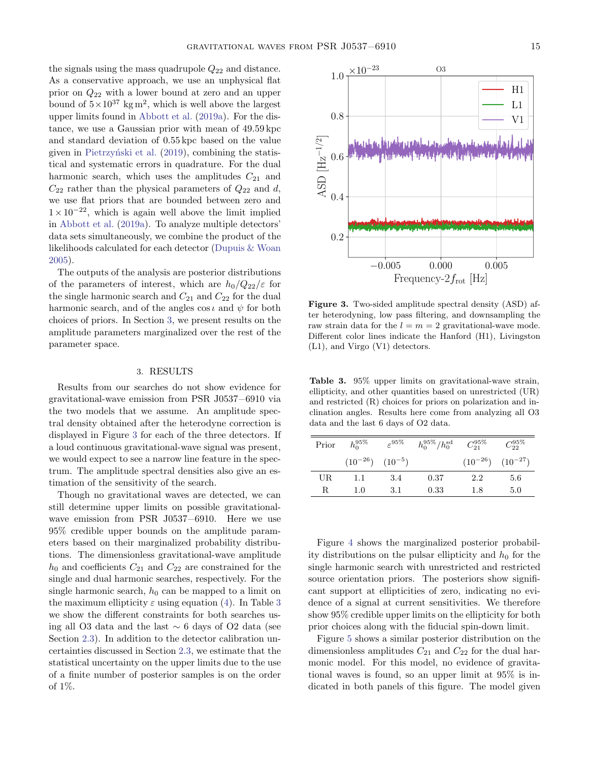the signals using the mass quadrupole $Q_{22}$ and distance. As a conservative approach, we use an unphysical flat prior on $Q_{22}$ with a lower bound at zero and an upper bound of $5\times10^{37}$ kg m$^2$, which is well above the largest upper limits found in Abbott et al. (2019a). For the distance, we use a Gaussian prior with mean of 49.59 kpc and standard deviation of 0.55 kpc based on the value given in Pietrzyński et al. (2019), combining the statistical and systematic errors in quadrature. For the dual harmonic search, which uses the amplitudes $C_{21}$ and $C_{22}$ rather than the physical parameters of $Q_{22}$ and $d$, we use flat priors that are bounded between zero and $1\times10^{-22}$, which is again well above the limit implied in Abbott et al. (2019a). To analyze multiple detectors' data sets simultaneously, we combine the product of the likelihoods calculated for each detector (Dupuis & Woan 2005).

The outputs of the analysis are posterior distributions of the parameters of interest, which are $h_0/Q_{22}/\varepsilon$ for the single harmonic search and $C_{21}$ and $C_{22}$ for the dual harmonic search, and of the angles $\cos\iota$ and $\psi$ for both choices of priors. In Section 3, we present results on the amplitude parameters marginalized over the rest of the parameter space.

## 3. RESULTS

Results from our searches do not show evidence for gravitational-wave emission from PSR J0537−6910 via the two models that we assume. An amplitude spectral density obtained after the heterodyne correction is displayed in Figure 3 for each of the three detectors. If a loud continuous gravitational-wave signal was present, we would expect to see a narrow line feature in the spectrum. The amplitude spectral densities also give an estimation of the sensitivity of the search.

Though no gravitational waves are detected, we can still determine upper limits on possible gravitational-wave emission from PSR J0537−6910. Here we use 95% credible upper bounds on the amplitude parameters based on their marginalized probability distributions. The dimensionless gravitational-wave amplitude $h_0$ and coefficients $C_{21}$ and $C_{22}$ are constrained for the single and dual harmonic searches, respectively. For the single harmonic search, $h_0$ can be mapped to a limit on the maximum ellipticity $\varepsilon$ using equation (4). In Table 3 we show the different constraints for both searches using all O3 data and the last $\sim$ 6 days of O2 data (see Section 2.3). In addition to the detector calibration uncertainties discussed in Section 2.3, we estimate that the statistical uncertainty on the upper limits due to the use of a finite number of posterior samples is on the order of 1%.

**Figure 3.** Two-sided amplitude spectral density (ASD) after heterodyning, low pass filtering, and downsampling the raw strain data for the $l = m = 2$ gravitational-wave mode. Different color lines indicate the Hanford (H1), Livingston (L1), and Virgo (V1) detectors.

**Table 3.** 95% upper limits on gravitational-wave strain, ellipticity, and other quantities based on unrestricted (UR) and restricted (R) choices for priors on polarization and inclination angles. Results here come from analyzing all O3 data and the last 6 days of O2 data.

| Prior | $h_0^{95\%}$ | $\varepsilon^{95\%}$ | $h_0^{95\%}/h_0^{\rm sd}$ | $C_{21}^{95\%}$ | $C_{22}^{95\%}$ |
|---|---|---|---|---|---|
| | $(10^{-26})$ | $(10^{-5})$ | | $(10^{-26})$ | $(10^{-27})$ |
| UR | 1.1 | 3.4 | 0.37 | 2.2 | 5.6 |
| R | 1.0 | 3.1 | 0.33 | 1.8 | 5.0 |

Figure 4 shows the marginalized posterior probability distributions on the pulsar ellipticity and $h_0$ for the single harmonic search with unrestricted and restricted source orientation priors. The posteriors show significant support at ellipticities of zero, indicating no evidence of a signal at current sensitivities. We therefore show 95% credible upper limits on the ellipticity for both prior choices along with the fiducial spin-down limit.

Figure 5 shows a similar posterior distribution on the dimensionless amplitudes $C_{21}$ and $C_{22}$ for the dual harmonic model. For this model, no evidence of gravitational waves is found, so an upper limit at 95% is indicated in both panels of this figure. The model given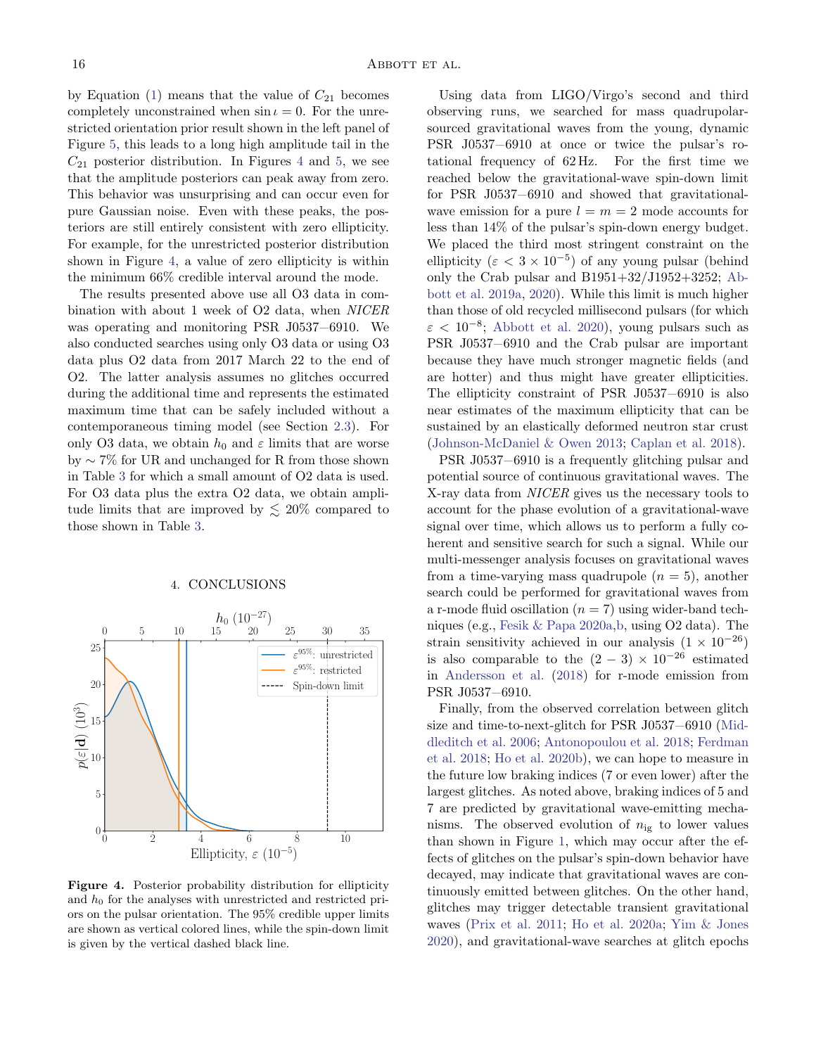by Equation (1) means that the value of $C_{21}$ becomes completely unconstrained when $\sin\iota = 0$. For the unrestricted orientation prior result shown in the left panel of Figure 5, this leads to a long high amplitude tail in the $C_{21}$ posterior distribution. In Figures 4 and 5, we see that the amplitude posteriors can peak away from zero. This behavior was unsurprising and can occur even for pure Gaussian noise. Even with these peaks, the posteriors are still entirely consistent with zero ellipticity. For example, for the unrestricted posterior distribution shown in Figure 4, a value of zero ellipticity is within the minimum 66% credible interval around the mode.

The results presented above use all O3 data in combination with about 1 week of O2 data, when *NICER* was operating and monitoring PSR J0537−6910. We also conducted searches using only O3 data or using O3 data plus O2 data from 2017 March 22 to the end of O2. The latter analysis assumes no glitches occurred during the additional time and represents the estimated maximum time that can be safely included without a contemporaneous timing model (see Section 2.3). For only O3 data, we obtain $h_0$ and $\varepsilon$ limits that are worse by $\sim 7\%$ for UR and unchanged for R from those shown in Table 3 for which a small amount of O2 data is used. For O3 data plus the extra O2 data, we obtain amplitude limits that are improved by $\lesssim 20\%$ compared to those shown in Table 3.

## 4. CONCLUSIONS

**Figure 4.** Posterior probability distribution for ellipticity and $h_0$ for the analyses with unrestricted and restricted priors on the pulsar orientation. The 95% credible upper limits are shown as vertical colored lines, while the spin-down limit is given by the vertical dashed black line.

Using data from LIGO/Virgo's second and third observing runs, we searched for mass quadrupolar-sourced gravitational waves from the young, dynamic PSR J0537−6910 at once or twice the pulsar's rotational frequency of 62 Hz. For the first time we reached below the gravitational-wave spin-down limit for PSR J0537−6910 and showed that gravitational-wave emission for a pure $l = m = 2$ mode accounts for less than 14% of the pulsar's spin-down energy budget. We placed the third most stringent constraint on the ellipticity ($\varepsilon < 3 \times 10^{-5}$) of any young pulsar (behind only the Crab pulsar and B1951+32/J1952+3252; Abbott et al. 2019a, 2020). While this limit is much higher than those of old recycled millisecond pulsars (for which $\varepsilon < 10^{-8}$; Abbott et al. 2020), young pulsars such as PSR J0537−6910 and the Crab pulsar are important because they have much stronger magnetic fields (and are hotter) and thus might have greater ellipticities. The ellipticity constraint of PSR J0537−6910 is also near estimates of the maximum ellipticity that can be sustained by an elastically deformed neutron star crust (Johnson-McDaniel & Owen 2013; Caplan et al. 2018).

PSR J0537−6910 is a frequently glitching pulsar and potential source of continuous gravitational waves. The X-ray data from *NICER* gives us the necessary tools to account for the phase evolution of a gravitational-wave signal over time, which allows us to perform a fully coherent and sensitive search for such a signal. While our multi-messenger analysis focuses on gravitational waves from a time-varying mass quadrupole ($n = 5$), another search could be performed for gravitational waves from a r-mode fluid oscillation ($n = 7$) using wider-band techniques (e.g., Fesik & Papa 2020a,b, using O2 data). The strain sensitivity achieved in our analysis ($1 \times 10^{-26}$) is also comparable to the $(2 - 3) \times 10^{-26}$ estimated in Andersson et al. (2018) for r-mode emission from PSR J0537−6910.

Finally, from the observed correlation between glitch size and time-to-next-glitch for PSR J0537−6910 (Middleditch et al. 2006; Antonopoulou et al. 2018; Ferdman et al. 2018; Ho et al. 2020b), we can hope to measure in the future low braking indices (7 or even lower) after the largest glitches. As noted above, braking indices of 5 and 7 are predicted by gravitational wave-emitting mechanisms. The observed evolution of $n_{\mathrm{ig}}$ to lower values than shown in Figure 1, which may occur after the effects of glitches on the pulsar's spin-down behavior have decayed, may indicate that gravitational waves are continuously emitted between glitches. On the other hand, glitches may trigger detectable transient gravitational waves (Prix et al. 2011; Ho et al. 2020a; Yim & Jones 2020), and gravitational-wave searches at glitch epochs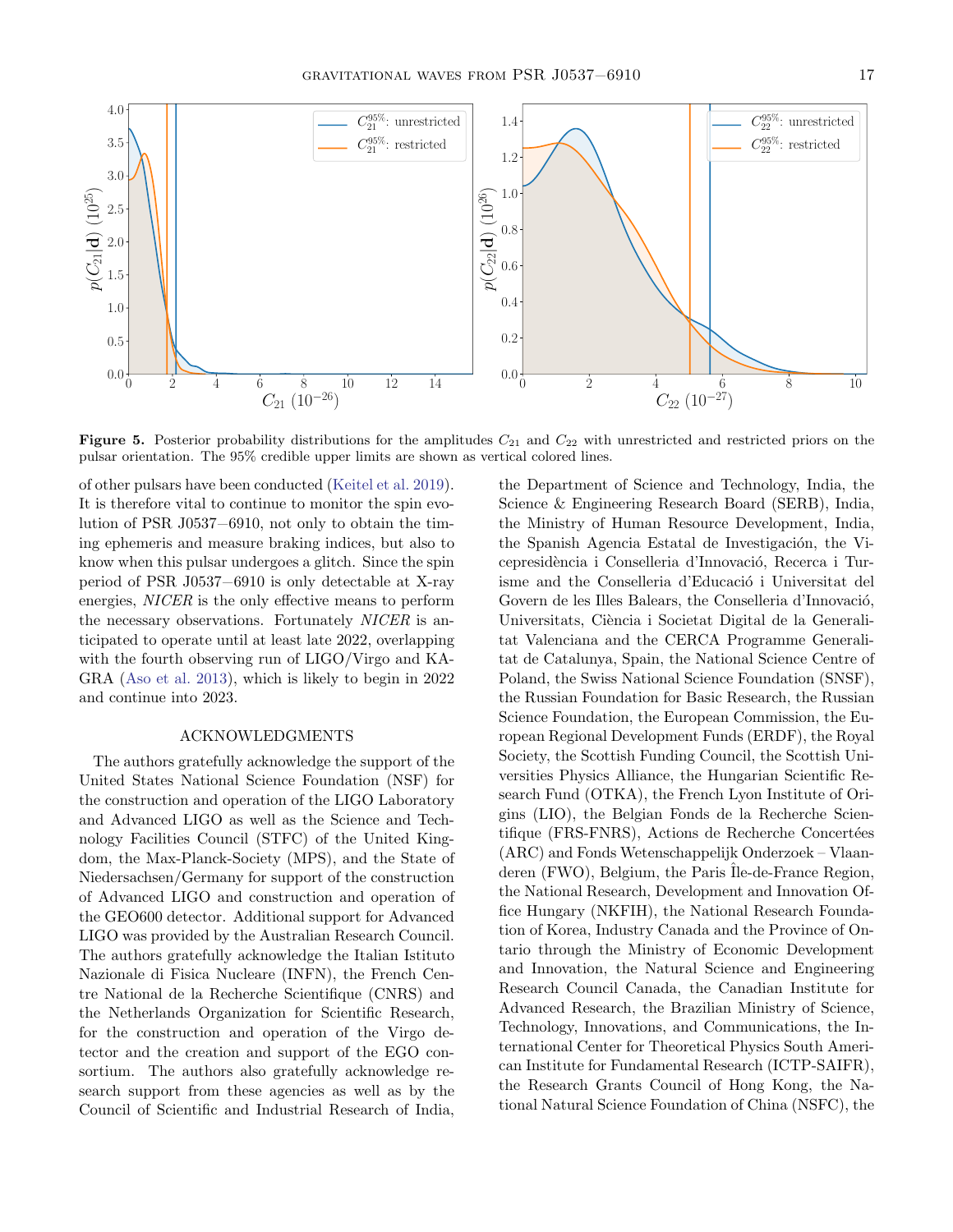$p(C_{21}|\mathbf{d})$ $(10^{25})$

4.0
3.5
3.0
2.5
2.0
1.5
1.0
0.5
0.0

0 2 4 6 8 10 12 14

$C_{21}$ $(10^{-26})$

$C_{21}^{95\%}$: unrestricted

$C_{21}^{95\%}$: restricted

$p(C_{22}|\mathbf{d})$ $(10^{26})$

1.4
1.2
1.0
0.8
0.6
0.4
0.2
0.0

0 2 4 6 8 10

$C_{22}$ $(10^{-27})$

$C_{22}^{95\%}$: unrestricted

$C_{22}^{95\%}$: restricted

**Figure 5.** Posterior probability distributions for the amplitudes $C_{21}$ and $C_{22}$ with unrestricted and restricted priors on the pulsar orientation. The 95% credible upper limits are shown as vertical colored lines.

of other pulsars have been conducted (Keitel et al. 2019). It is therefore vital to continue to monitor the spin evolution of PSR J0537−6910, not only to obtain the timing ephemeris and measure braking indices, but also to know when this pulsar undergoes a glitch. Since the spin period of PSR J0537−6910 is only detectable at X-ray energies, *NICER* is the only effective means to perform the necessary observations. Fortunately *NICER* is anticipated to operate until at least late 2022, overlapping with the fourth observing run of LIGO/Virgo and KAGRA (Aso et al. 2013), which is likely to begin in 2022 and continue into 2023.

## ACKNOWLEDGMENTS

The authors gratefully acknowledge the support of the United States National Science Foundation (NSF) for the construction and operation of the LIGO Laboratory and Advanced LIGO as well as the Science and Technology Facilities Council (STFC) of the United Kingdom, the Max-Planck-Society (MPS), and the State of Niedersachsen/Germany for support of the construction of Advanced LIGO and construction and operation of the GEO600 detector. Additional support for Advanced LIGO was provided by the Australian Research Council. The authors gratefully acknowledge the Italian Istituto Nazionale di Fisica Nucleare (INFN), the French Centre National de la Recherche Scientifique (CNRS) and the Netherlands Organization for Scientific Research, for the construction and operation of the Virgo detector and the creation and support of the EGO consortium. The authors also gratefully acknowledge research support from these agencies as well as by the Council of Scientific and Industrial Research of India, the Department of Science and Technology, India, the Science & Engineering Research Board (SERB), India, the Ministry of Human Resource Development, India, the Spanish Agencia Estatal de Investigación, the Vicepresidència i Conselleria d'Innovació, Recerca i Turisme and the Conselleria d'Educació i Universitat del Govern de les Illes Balears, the Conselleria d'Innovació, Universitats, Ciència i Societat Digital de la Generalitat Valenciana and the CERCA Programme Generalitat de Catalunya, Spain, the National Science Centre of Poland, the Swiss National Science Foundation (SNSF), the Russian Foundation for Basic Research, the Russian Science Foundation, the European Commission, the European Regional Development Funds (ERDF), the Royal Society, the Scottish Funding Council, the Scottish Universities Physics Alliance, the Hungarian Scientific Research Fund (OTKA), the French Lyon Institute of Origins (LIO), the Belgian Fonds de la Recherche Scientifique (FRS-FNRS), Actions de Recherche Concertées (ARC) and Fonds Wetenschappelijk Onderzoek – Vlaanderen (FWO), Belgium, the Paris Île-de-France Region, the National Research, Development and Innovation Office Hungary (NKFIH), the National Research Foundation of Korea, Industry Canada and the Province of Ontario through the Ministry of Economic Development and Innovation, the Natural Science and Engineering Research Council Canada, the Canadian Institute for Advanced Research, the Brazilian Ministry of Science, Technology, Innovations, and Communications, the International Center for Theoretical Physics South American Institute for Fundamental Research (ICTP-SAIFR), the Research Grants Council of Hong Kong, the National Natural Science Foundation of China (NSFC), the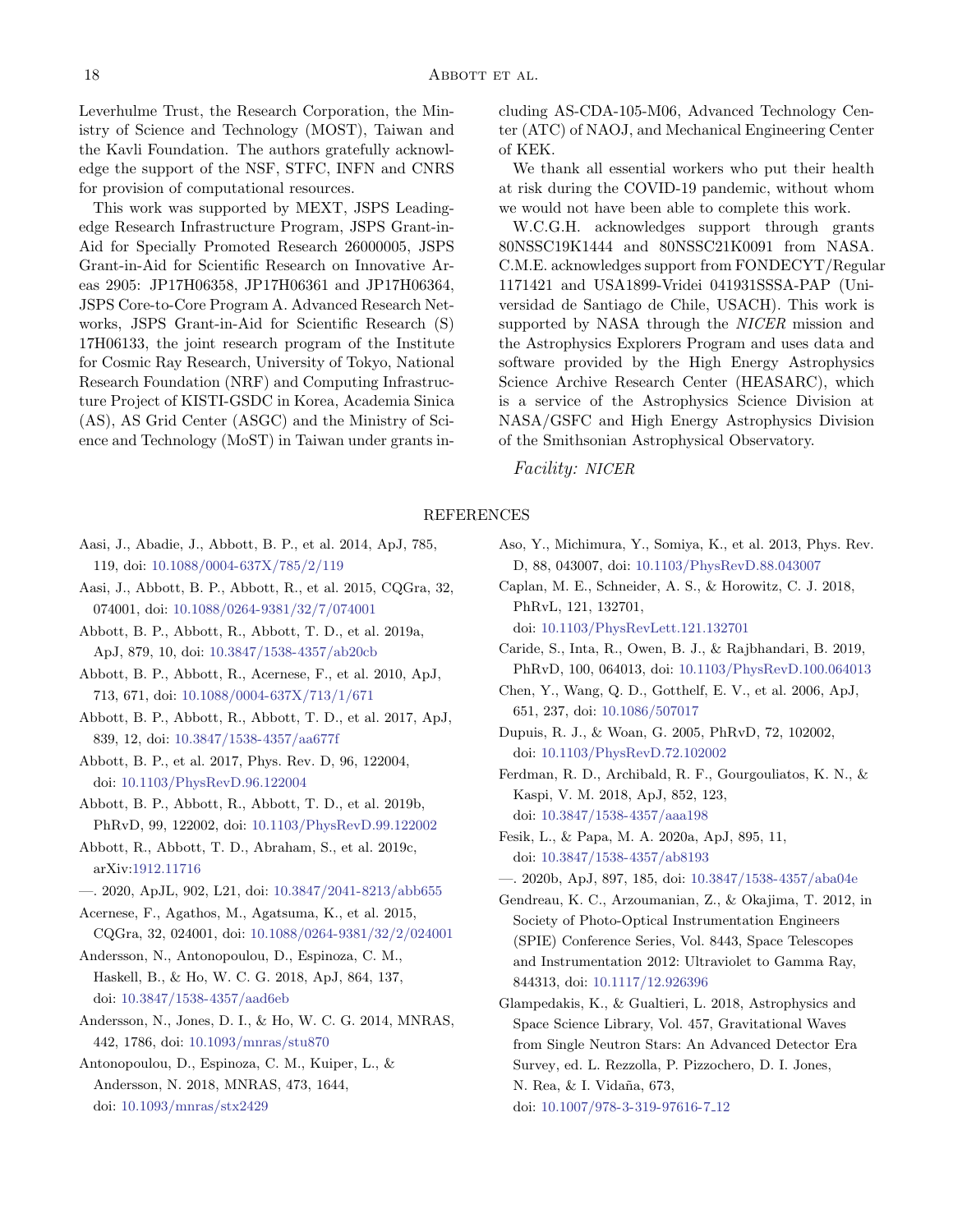Leverhulme Trust, the Research Corporation, the Ministry of Science and Technology (MOST), Taiwan and the Kavli Foundation. The authors gratefully acknowledge the support of the NSF, STFC, INFN and CNRS for provision of computational resources.

This work was supported by MEXT, JSPS Leading-edge Research Infrastructure Program, JSPS Grant-in-Aid for Specially Promoted Research 26000005, JSPS Grant-in-Aid for Scientific Research on Innovative Areas 2905: JP17H06358, JP17H06361 and JP17H06364, JSPS Core-to-Core Program A. Advanced Research Networks, JSPS Grant-in-Aid for Scientific Research (S) 17H06133, the joint research program of the Institute for Cosmic Ray Research, University of Tokyo, National Research Foundation (NRF) and Computing Infrastructure Project of KISTI-GSDC in Korea, Academia Sinica (AS), AS Grid Center (ASGC) and the Ministry of Science and Technology (MoST) in Taiwan under grants including AS-CDA-105-M06, Advanced Technology Center (ATC) of NAOJ, and Mechanical Engineering Center of KEK.

We thank all essential workers who put their health at risk during the COVID-19 pandemic, without whom we would not have been able to complete this work.

W.C.G.H. acknowledges support through grants 80NSSC19K1444 and 80NSSC21K0091 from NASA. C.M.E. acknowledges support from FONDECYT/Regular 1171421 and USA1899-Vridei 041931SSSA-PAP (Universidad de Santiago de Chile, USACH). This work is supported by NASA through the *NICER* mission and the Astrophysics Explorers Program and uses data and software provided by the High Energy Astrophysics Science Archive Research Center (HEASARC), which is a service of the Astrophysics Science Division at NASA/GSFC and High Energy Astrophysics Division of the Smithsonian Astrophysical Observatory.

*Facility: NICER*

## REFERENCES

Aasi, J., Abadie, J., Abbott, B. P., et al. 2014, ApJ, 785, 119, doi: 10.1088/0004-637X/785/2/119

Aasi, J., Abbott, B. P., Abbott, R., et al. 2015, CQGra, 32, 074001, doi: 10.1088/0264-9381/32/7/074001

Abbott, B. P., Abbott, R., Abbott, T. D., et al. 2019a, ApJ, 879, 10, doi: 10.3847/1538-4357/ab20cb

Abbott, B. P., Abbott, R., Acernese, F., et al. 2010, ApJ, 713, 671, doi: 10.1088/0004-637X/713/1/671

Abbott, B. P., Abbott, R., Abbott, T. D., et al. 2017, ApJ, 839, 12, doi: 10.3847/1538-4357/aa677f

Abbott, B. P., et al. 2017, Phys. Rev. D, 96, 122004, doi: 10.1103/PhysRevD.96.122004

Abbott, B. P., Abbott, R., Abbott, T. D., et al. 2019b, PhRvD, 99, 122002, doi: 10.1103/PhysRevD.99.122002

Abbott, R., Abbott, T. D., Abraham, S., et al. 2019c, arXiv:1912.11716

—. 2020, ApJL, 902, L21, doi: 10.3847/2041-8213/abb655

Acernese, F., Agathos, M., Agatsuma, K., et al. 2015, CQGra, 32, 024001, doi: 10.1088/0264-9381/32/2/024001

Andersson, N., Antonopoulou, D., Espinoza, C. M., Haskell, B., & Ho, W. C. G. 2018, ApJ, 864, 137, doi: 10.3847/1538-4357/aad6eb

Andersson, N., Jones, D. I., & Ho, W. C. G. 2014, MNRAS, 442, 1786, doi: 10.1093/mnras/stu870

Antonopoulou, D., Espinoza, C. M., Kuiper, L., & Andersson, N. 2018, MNRAS, 473, 1644, doi: 10.1093/mnras/stx2429

Aso, Y., Michimura, Y., Somiya, K., et al. 2013, Phys. Rev. D, 88, 043007, doi: 10.1103/PhysRevD.88.043007

Caplan, M. E., Schneider, A. S., & Horowitz, C. J. 2018, PhRvL, 121, 132701, doi: 10.1103/PhysRevLett.121.132701

Caride, S., Inta, R., Owen, B. J., & Rajbhandari, B. 2019, PhRvD, 100, 064013, doi: 10.1103/PhysRevD.100.064013

Chen, Y., Wang, Q. D., Gotthelf, E. V., et al. 2006, ApJ, 651, 237, doi: 10.1086/507017

Dupuis, R. J., & Woan, G. 2005, PhRvD, 72, 102002, doi: 10.1103/PhysRevD.72.102002

Ferdman, R. D., Archibald, R. F., Gourgouliatos, K. N., & Kaspi, V. M. 2018, ApJ, 852, 123, doi: 10.3847/1538-4357/aaa198

Fesik, L., & Papa, M. A. 2020a, ApJ, 895, 11, doi: 10.3847/1538-4357/ab8193

—. 2020b, ApJ, 897, 185, doi: 10.3847/1538-4357/aba04e

Gendreau, K. C., Arzoumanian, Z., & Okajima, T. 2012, in Society of Photo-Optical Instrumentation Engineers (SPIE) Conference Series, Vol. 8443, Space Telescopes and Instrumentation 2012: Ultraviolet to Gamma Ray, 844313, doi: 10.1117/12.926396

Glampedakis, K., & Gualtieri, L. 2018, Astrophysics and Space Science Library, Vol. 457, Gravitational Waves from Single Neutron Stars: An Advanced Detector Era Survey, ed. L. Rezzolla, P. Pizzochero, D. I. Jones, N. Rea, & I. Vidaña, 673, doi: 10.1007/978-3-319-97616-7_12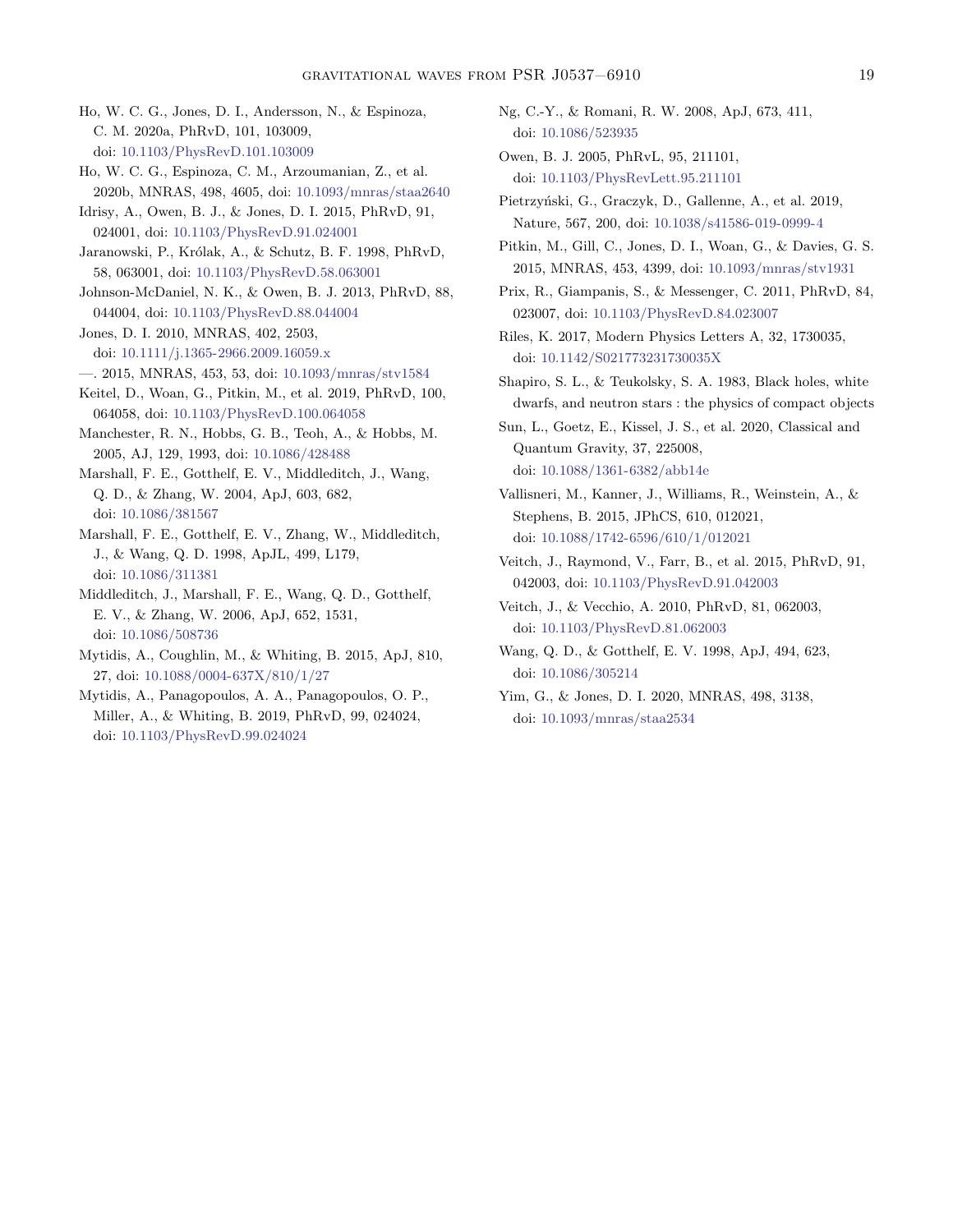Ho, W. C. G., Jones, D. I., Andersson, N., & Espinoza, C. M. 2020a, PhRvD, 101, 103009, doi: 10.1103/PhysRevD.101.103009

Ho, W. C. G., Espinoza, C. M., Arzoumanian, Z., et al. 2020b, MNRAS, 498, 4605, doi: 10.1093/mnras/staa2640

Idrisy, A., Owen, B. J., & Jones, D. I. 2015, PhRvD, 91, 024001, doi: 10.1103/PhysRevD.91.024001

Jaranowski, P., Królak, A., & Schutz, B. F. 1998, PhRvD, 58, 063001, doi: 10.1103/PhysRevD.58.063001

Johnson-McDaniel, N. K., & Owen, B. J. 2013, PhRvD, 88, 044004, doi: 10.1103/PhysRevD.88.044004

Jones, D. I. 2010, MNRAS, 402, 2503, doi: 10.1111/j.1365-2966.2009.16059.x

—. 2015, MNRAS, 453, 53, doi: 10.1093/mnras/stv1584

Keitel, D., Woan, G., Pitkin, M., et al. 2019, PhRvD, 100, 064058, doi: 10.1103/PhysRevD.100.064058

Manchester, R. N., Hobbs, G. B., Teoh, A., & Hobbs, M. 2005, AJ, 129, 1993, doi: 10.1086/428488

Marshall, F. E., Gotthelf, E. V., Middleditch, J., Wang, Q. D., & Zhang, W. 2004, ApJ, 603, 682, doi: 10.1086/381567

Marshall, F. E., Gotthelf, E. V., Zhang, W., Middleditch, J., & Wang, Q. D. 1998, ApJL, 499, L179, doi: 10.1086/311381

Middleditch, J., Marshall, F. E., Wang, Q. D., Gotthelf, E. V., & Zhang, W. 2006, ApJ, 652, 1531, doi: 10.1086/508736

Mytidis, A., Coughlin, M., & Whiting, B. 2015, ApJ, 810, 27, doi: 10.1088/0004-637X/810/1/27

Mytidis, A., Panagopoulos, A. A., Panagopoulos, O. P., Miller, A., & Whiting, B. 2019, PhRvD, 99, 024024, doi: 10.1103/PhysRevD.99.024024

Ng, C.-Y., & Romani, R. W. 2008, ApJ, 673, 411, doi: 10.1086/523935

Owen, B. J. 2005, PhRvL, 95, 211101, doi: 10.1103/PhysRevLett.95.211101

Pietrzyński, G., Graczyk, D., Gallenne, A., et al. 2019, Nature, 567, 200, doi: 10.1038/s41586-019-0999-4

Pitkin, M., Gill, C., Jones, D. I., Woan, G., & Davies, G. S. 2015, MNRAS, 453, 4399, doi: 10.1093/mnras/stv1931

Prix, R., Giampanis, S., & Messenger, C. 2011, PhRvD, 84, 023007, doi: 10.1103/PhysRevD.84.023007

Riles, K. 2017, Modern Physics Letters A, 32, 1730035, doi: 10.1142/S021773231730035X

Shapiro, S. L., & Teukolsky, S. A. 1983, Black holes, white dwarfs, and neutron stars : the physics of compact objects

Sun, L., Goetz, E., Kissel, J. S., et al. 2020, Classical and Quantum Gravity, 37, 225008, doi: 10.1088/1361-6382/abb14e

Vallisneri, M., Kanner, J., Williams, R., Weinstein, A., & Stephens, B. 2015, JPhCS, 610, 012021, doi: 10.1088/1742-6596/610/1/012021

Veitch, J., Raymond, V., Farr, B., et al. 2015, PhRvD, 91, 042003, doi: 10.1103/PhysRevD.91.042003

Veitch, J., & Vecchio, A. 2010, PhRvD, 81, 062003, doi: 10.1103/PhysRevD.81.062003

Wang, Q. D., & Gotthelf, E. V. 1998, ApJ, 494, 623, doi: 10.1086/305214

Yim, G., & Jones, D. I. 2020, MNRAS, 498, 3138, doi: 10.1093/mnras/staa2534